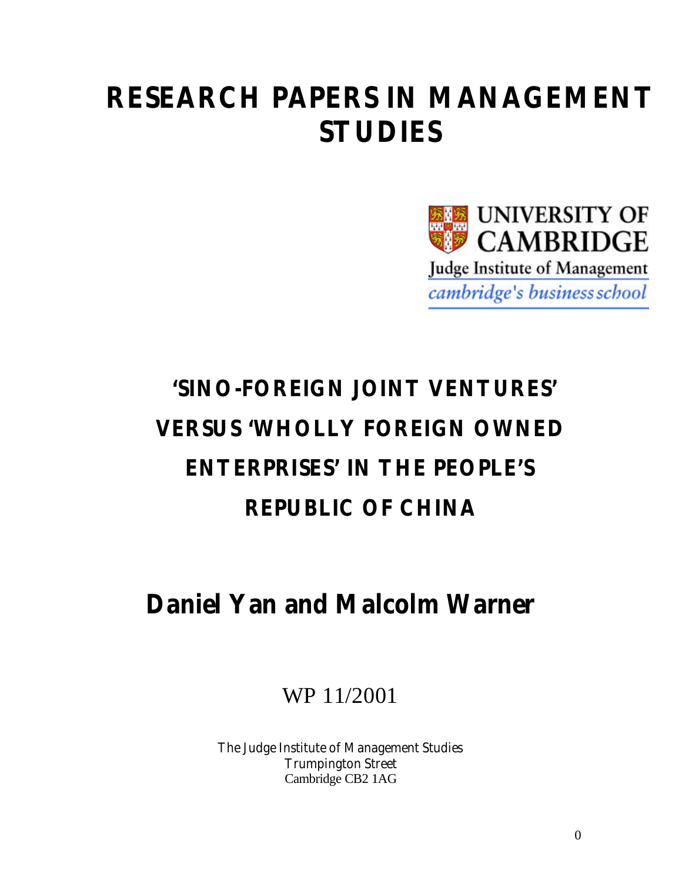# RESEARCH PAPERS IN MANAGEMENT STUDIES

UNIVERSITY OF CAMBRIDGE
Judge Institute of Management
*cambridge's business school*

## 'SINO-FOREIGN JOINT VENTURES' VERSUS 'WHOLLY FOREIGN OWNED ENTERPRISES' IN THE PEOPLE'S REPUBLIC OF CHINA

## Daniel Yan and Malcolm Warner

WP 11/2001

The Judge Institute of Management Studies
Trumpington Street
Cambridge CB2 1AG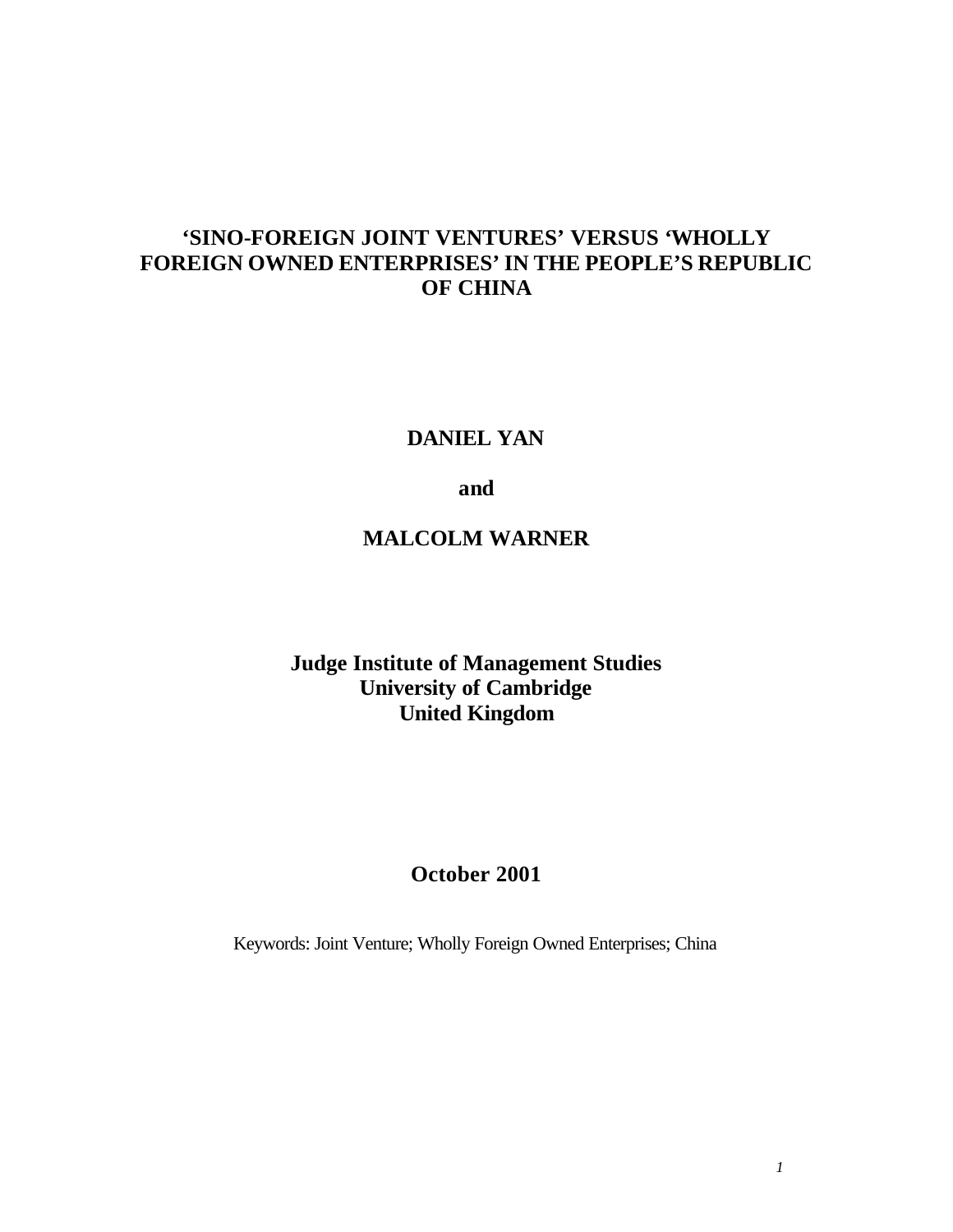# 'SINO-FOREIGN JOINT VENTURES' VERSUS 'WHOLLY FOREIGN OWNED ENTERPRISES' IN THE PEOPLE'S REPUBLIC OF CHINA

**DANIEL YAN**

**and**

**MALCOLM WARNER**

**Judge Institute of Management Studies**
**University of Cambridge**
**United Kingdom**

**October 2001**

Keywords: Joint Venture; Wholly Foreign Owned Enterprises; China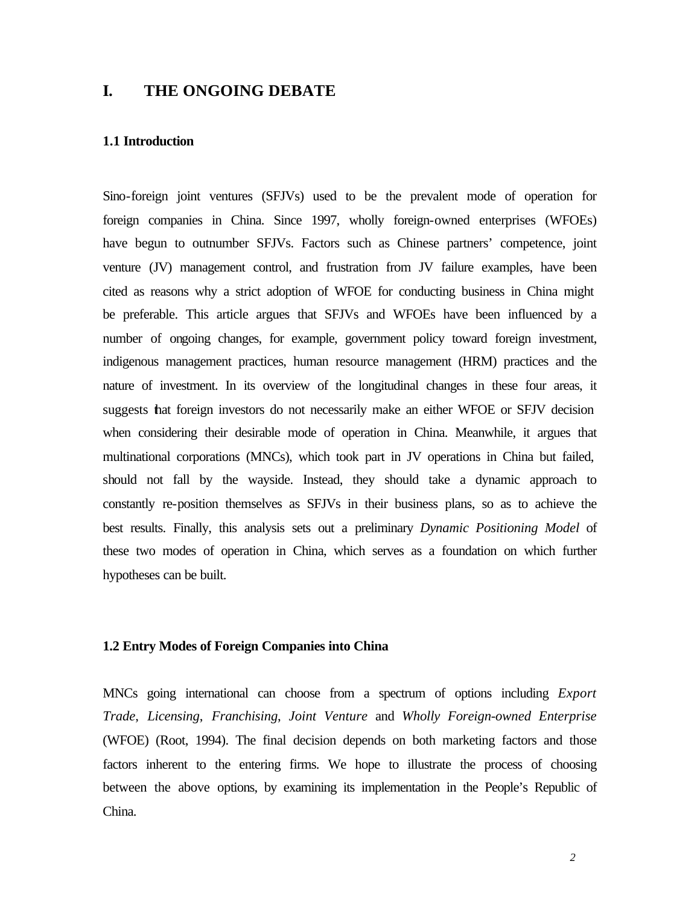# I. THE ONGOING DEBATE

## 1.1 Introduction

Sino-foreign joint ventures (SFJVs) used to be the prevalent mode of operation for foreign companies in China. Since 1997, wholly foreign-owned enterprises (WFOEs) have begun to outnumber SFJVs. Factors such as Chinese partners' competence, joint venture (JV) management control, and frustration from JV failure examples, have been cited as reasons why a strict adoption of WFOE for conducting business in China might be preferable. This article argues that SFJVs and WFOEs have been influenced by a number of ongoing changes, for example, government policy toward foreign investment, indigenous management practices, human resource management (HRM) practices and the nature of investment. In its overview of the longitudinal changes in these four areas, it suggests that foreign investors do not necessarily make an either WFOE or SFJV decision when considering their desirable mode of operation in China. Meanwhile, it argues that multinational corporations (MNCs), which took part in JV operations in China but failed, should not fall by the wayside. Instead, they should take a dynamic approach to constantly re-position themselves as SFJVs in their business plans, so as to achieve the best results. Finally, this analysis sets out a preliminary *Dynamic Positioning Model* of these two modes of operation in China, which serves as a foundation on which further hypotheses can be built.

## 1.2 Entry Modes of Foreign Companies into China

MNCs going international can choose from a spectrum of options including *Export Trade*, *Licensing*, *Franchising*, *Joint Venture* and *Wholly Foreign-owned Enterprise* (WFOE) (Root, 1994). The final decision depends on both marketing factors and those factors inherent to the entering firms. We hope to illustrate the process of choosing between the above options, by examining its implementation in the People's Republic of China.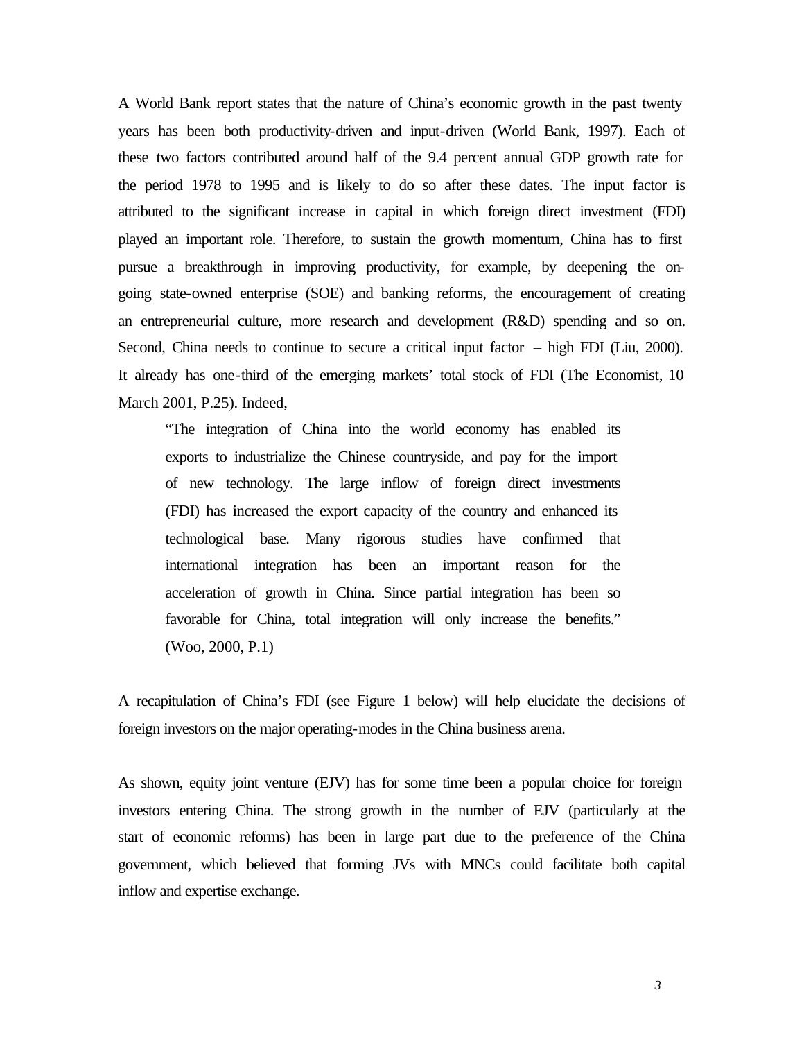A World Bank report states that the nature of China's economic growth in the past twenty years has been both productivity-driven and input-driven (World Bank, 1997). Each of these two factors contributed around half of the 9.4 percent annual GDP growth rate for the period 1978 to 1995 and is likely to do so after these dates. The input factor is attributed to the significant increase in capital in which foreign direct investment (FDI) played an important role. Therefore, to sustain the growth momentum, China has to first pursue a breakthrough in improving productivity, for example, by deepening the on-going state-owned enterprise (SOE) and banking reforms, the encouragement of creating an entrepreneurial culture, more research and development (R&D) spending and so on. Second, China needs to continue to secure a critical input factor – high FDI (Liu, 2000). It already has one-third of the emerging markets' total stock of FDI (The Economist, 10 March 2001, P.25). Indeed,

> "The integration of China into the world economy has enabled its exports to industrialize the Chinese countryside, and pay for the import of new technology. The large inflow of foreign direct investments (FDI) has increased the export capacity of the country and enhanced its technological base. Many rigorous studies have confirmed that international integration has been an important reason for the acceleration of growth in China. Since partial integration has been so favorable for China, total integration will only increase the benefits." (Woo, 2000, P.1)

A recapitulation of China's FDI (see Figure 1 below) will help elucidate the decisions of foreign investors on the major operating-modes in the China business arena.

As shown, equity joint venture (EJV) has for some time been a popular choice for foreign investors entering China. The strong growth in the number of EJV (particularly at the start of economic reforms) has been in large part due to the preference of the China government, which believed that forming JVs with MNCs could facilitate both capital inflow and expertise exchange.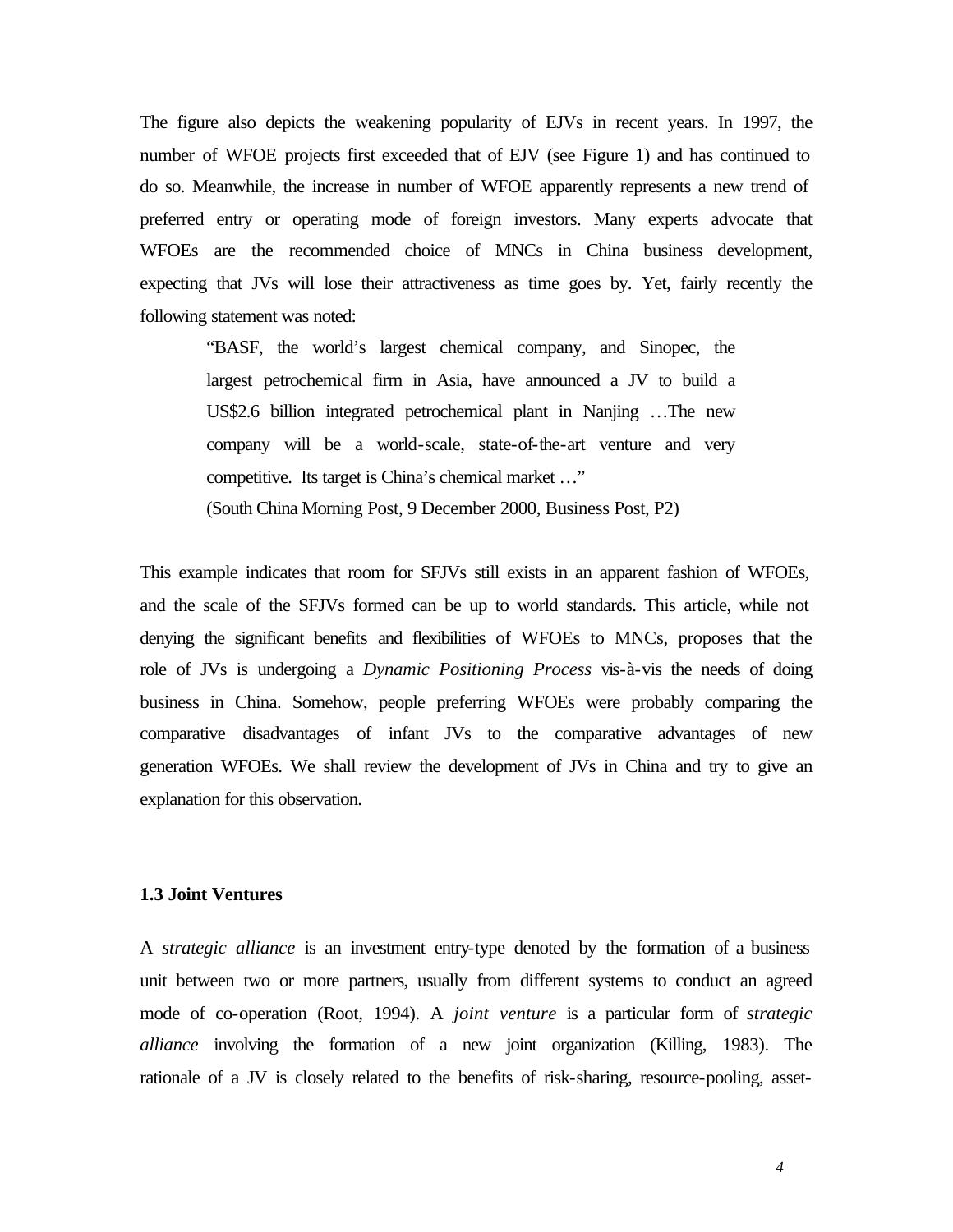The figure also depicts the weakening popularity of EJVs in recent years. In 1997, the number of WFOE projects first exceeded that of EJV (see Figure 1) and has continued to do so. Meanwhile, the increase in number of WFOE apparently represents a new trend of preferred entry or operating mode of foreign investors. Many experts advocate that WFOEs are the recommended choice of MNCs in China business development, expecting that JVs will lose their attractiveness as time goes by. Yet, fairly recently the following statement was noted:

> "BASF, the world's largest chemical company, and Sinopec, the largest petrochemical firm in Asia, have announced a JV to build a US$2.6 billion integrated petrochemical plant in Nanjing …The new company will be a world-scale, state-of-the-art venture and very competitive. Its target is China's chemical market …"
>
> (South China Morning Post, 9 December 2000, Business Post, P2)

This example indicates that room for SFJVs still exists in an apparent fashion of WFOEs, and the scale of the SFJVs formed can be up to world standards. This article, while not denying the significant benefits and flexibilities of WFOEs to MNCs, proposes that the role of JVs is undergoing a *Dynamic Positioning Process* vis-à-vis the needs of doing business in China. Somehow, people preferring WFOEs were probably comparing the comparative disadvantages of infant JVs to the comparative advantages of new generation WFOEs. We shall review the development of JVs in China and try to give an explanation for this observation.

### 1.3 Joint Ventures

A *strategic alliance* is an investment entry-type denoted by the formation of a business unit between two or more partners, usually from different systems to conduct an agreed mode of co-operation (Root, 1994). A *joint venture* is a particular form of *strategic alliance* involving the formation of a new joint organization (Killing, 1983). The rationale of a JV is closely related to the benefits of risk-sharing, resource-pooling, asset-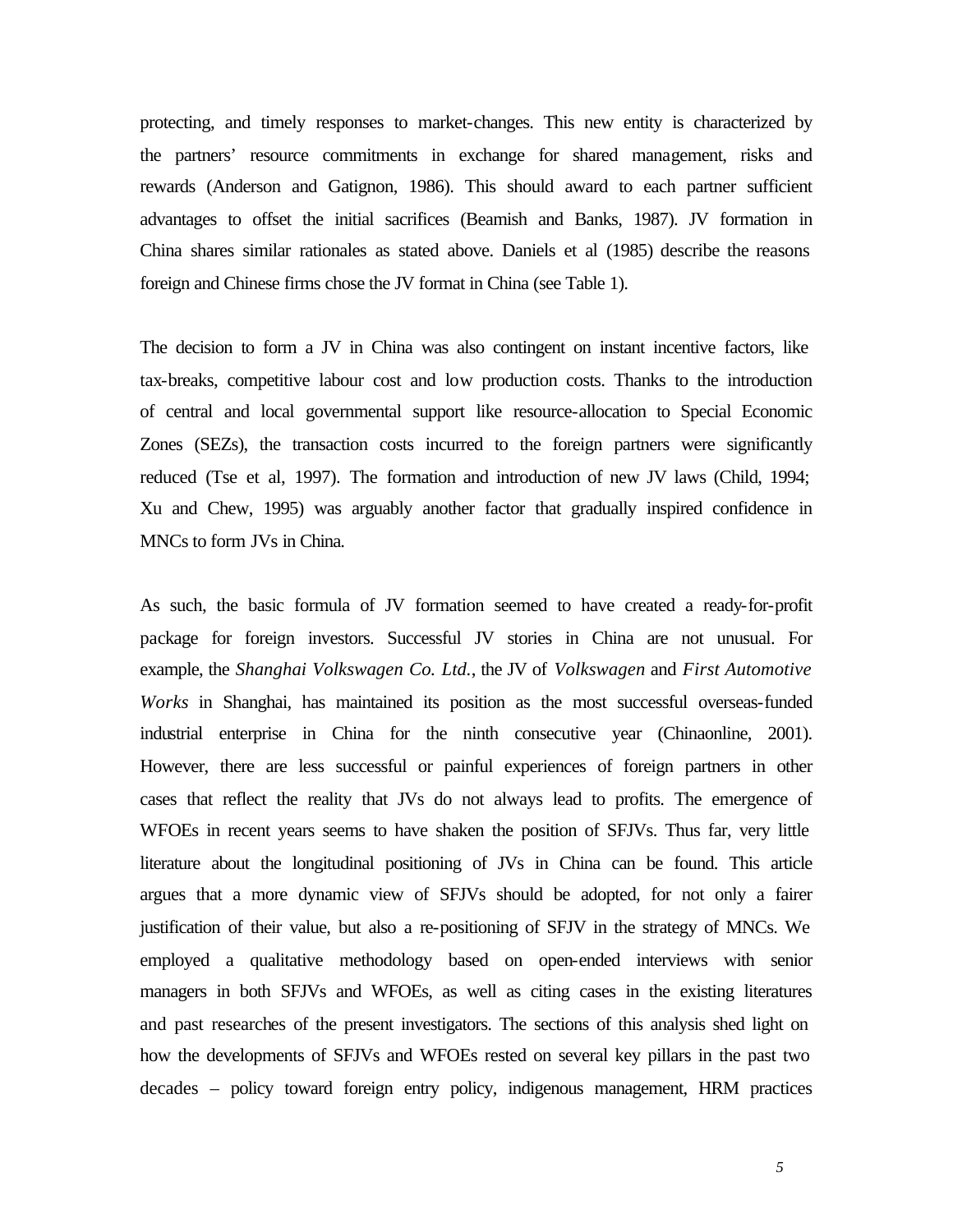protecting, and timely responses to market-changes. This new entity is characterized by the partners' resource commitments in exchange for shared management, risks and rewards (Anderson and Gatignon, 1986). This should award to each partner sufficient advantages to offset the initial sacrifices (Beamish and Banks, 1987). JV formation in China shares similar rationales as stated above. Daniels et al (1985) describe the reasons foreign and Chinese firms chose the JV format in China (see Table 1).

The decision to form a JV in China was also contingent on instant incentive factors, like tax-breaks, competitive labour cost and low production costs. Thanks to the introduction of central and local governmental support like resource-allocation to Special Economic Zones (SEZs), the transaction costs incurred to the foreign partners were significantly reduced (Tse et al, 1997). The formation and introduction of new JV laws (Child, 1994; Xu and Chew, 1995) was arguably another factor that gradually inspired confidence in MNCs to form JVs in China.

As such, the basic formula of JV formation seemed to have created a ready-for-profit package for foreign investors. Successful JV stories in China are not unusual. For example, the *Shanghai Volkswagen Co. Ltd.*, the JV of *Volkswagen* and *First Automotive Works* in Shanghai, has maintained its position as the most successful overseas-funded industrial enterprise in China for the ninth consecutive year (Chinaonline, 2001). However, there are less successful or painful experiences of foreign partners in other cases that reflect the reality that JVs do not always lead to profits. The emergence of WFOEs in recent years seems to have shaken the position of SFJVs. Thus far, very little literature about the longitudinal positioning of JVs in China can be found. This article argues that a more dynamic view of SFJVs should be adopted, for not only a fairer justification of their value, but also a re-positioning of SFJV in the strategy of MNCs. We employed a qualitative methodology based on open-ended interviews with senior managers in both SFJVs and WFOEs, as well as citing cases in the existing literatures and past researches of the present investigators. The sections of this analysis shed light on how the developments of SFJVs and WFOEs rested on several key pillars in the past two decades – policy toward foreign entry policy, indigenous management, HRM practices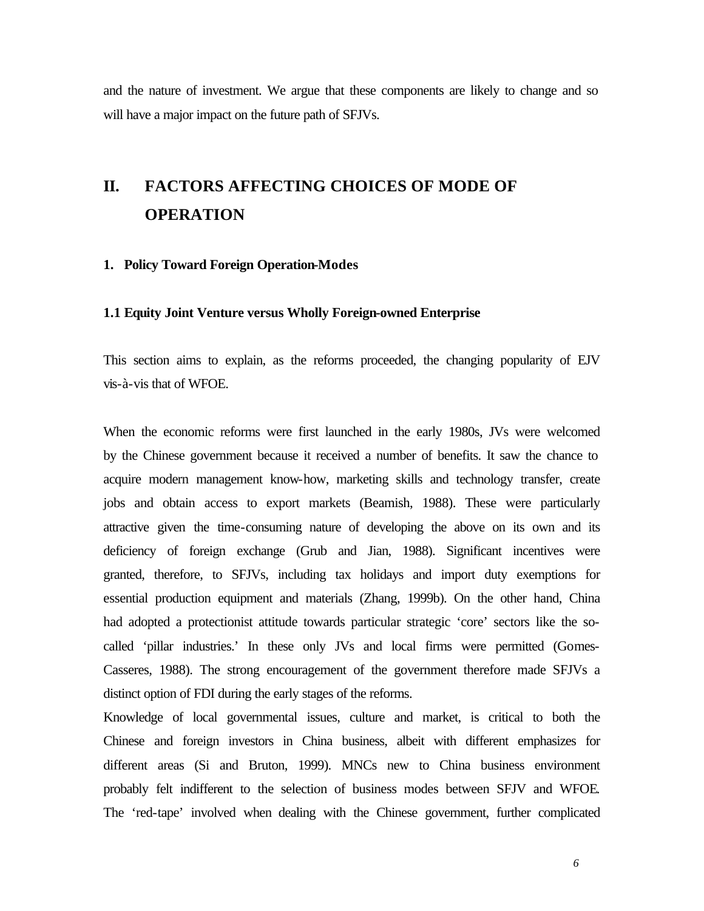and the nature of investment. We argue that these components are likely to change and so will have a major impact on the future path of SFJVs.

# II. FACTORS AFFECTING CHOICES OF MODE OF OPERATION

### 1. Policy Toward Foreign Operation-Modes

#### 1.1 Equity Joint Venture versus Wholly Foreign-owned Enterprise

This section aims to explain, as the reforms proceeded, the changing popularity of EJV vis-à-vis that of WFOE.

When the economic reforms were first launched in the early 1980s, JVs were welcomed by the Chinese government because it received a number of benefits. It saw the chance to acquire modern management know-how, marketing skills and technology transfer, create jobs and obtain access to export markets (Beamish, 1988). These were particularly attractive given the time-consuming nature of developing the above on its own and its deficiency of foreign exchange (Grub and Jian, 1988). Significant incentives were granted, therefore, to SFJVs, including tax holidays and import duty exemptions for essential production equipment and materials (Zhang, 1999b). On the other hand, China had adopted a protectionist attitude towards particular strategic 'core' sectors like the so-called 'pillar industries.' In these only JVs and local firms were permitted (Gomes-Casseres, 1988). The strong encouragement of the government therefore made SFJVs a distinct option of FDI during the early stages of the reforms.

Knowledge of local governmental issues, culture and market, is critical to both the Chinese and foreign investors in China business, albeit with different emphasizes for different areas (Si and Bruton, 1999). MNCs new to China business environment probably felt indifferent to the selection of business modes between SFJV and WFOE. The 'red-tape' involved when dealing with the Chinese government, further complicated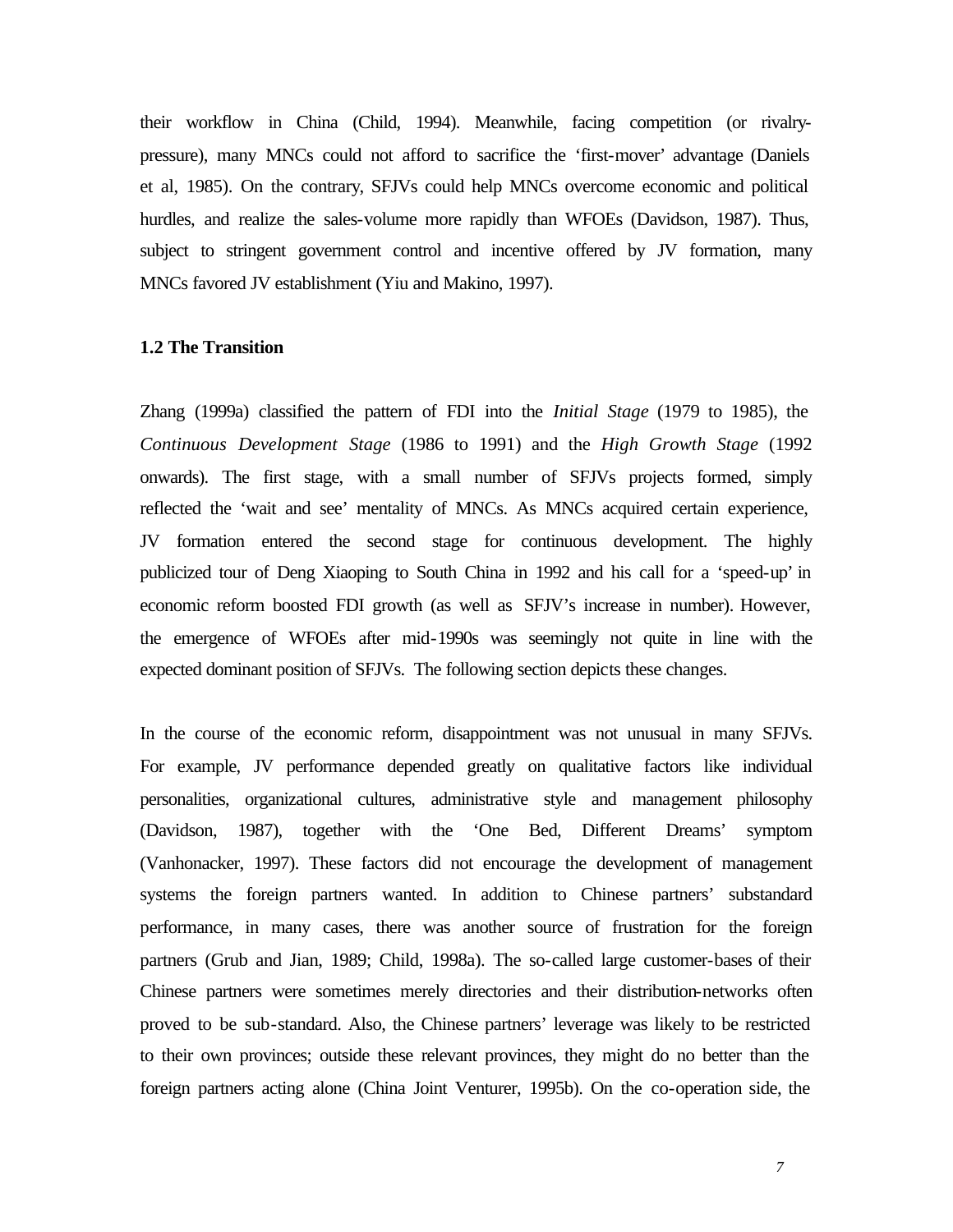their workflow in China (Child, 1994). Meanwhile, facing competition (or rivalry-pressure), many MNCs could not afford to sacrifice the 'first-mover' advantage (Daniels et al, 1985). On the contrary, SFJVs could help MNCs overcome economic and political hurdles, and realize the sales-volume more rapidly than WFOEs (Davidson, 1987). Thus, subject to stringent government control and incentive offered by JV formation, many MNCs favored JV establishment (Yiu and Makino, 1997).

### 1.2 The Transition

Zhang (1999a) classified the pattern of FDI into the *Initial Stage* (1979 to 1985), the *Continuous Development Stage* (1986 to 1991) and the *High Growth Stage* (1992 onwards). The first stage, with a small number of SFJVs projects formed, simply reflected the 'wait and see' mentality of MNCs. As MNCs acquired certain experience, JV formation entered the second stage for continuous development. The highly publicized tour of Deng Xiaoping to South China in 1992 and his call for a 'speed-up' in economic reform boosted FDI growth (as well as SFJV's increase in number). However, the emergence of WFOEs after mid-1990s was seemingly not quite in line with the expected dominant position of SFJVs. The following section depicts these changes.

In the course of the economic reform, disappointment was not unusual in many SFJVs. For example, JV performance depended greatly on qualitative factors like individual personalities, organizational cultures, administrative style and management philosophy (Davidson, 1987), together with the 'One Bed, Different Dreams' symptom (Vanhonacker, 1997). These factors did not encourage the development of management systems the foreign partners wanted. In addition to Chinese partners' substandard performance, in many cases, there was another source of frustration for the foreign partners (Grub and Jian, 1989; Child, 1998a). The so-called large customer-bases of their Chinese partners were sometimes merely directories and their distribution-networks often proved to be sub-standard. Also, the Chinese partners' leverage was likely to be restricted to their own provinces; outside these relevant provinces, they might do no better than the foreign partners acting alone (China Joint Venturer, 1995b). On the co-operation side, the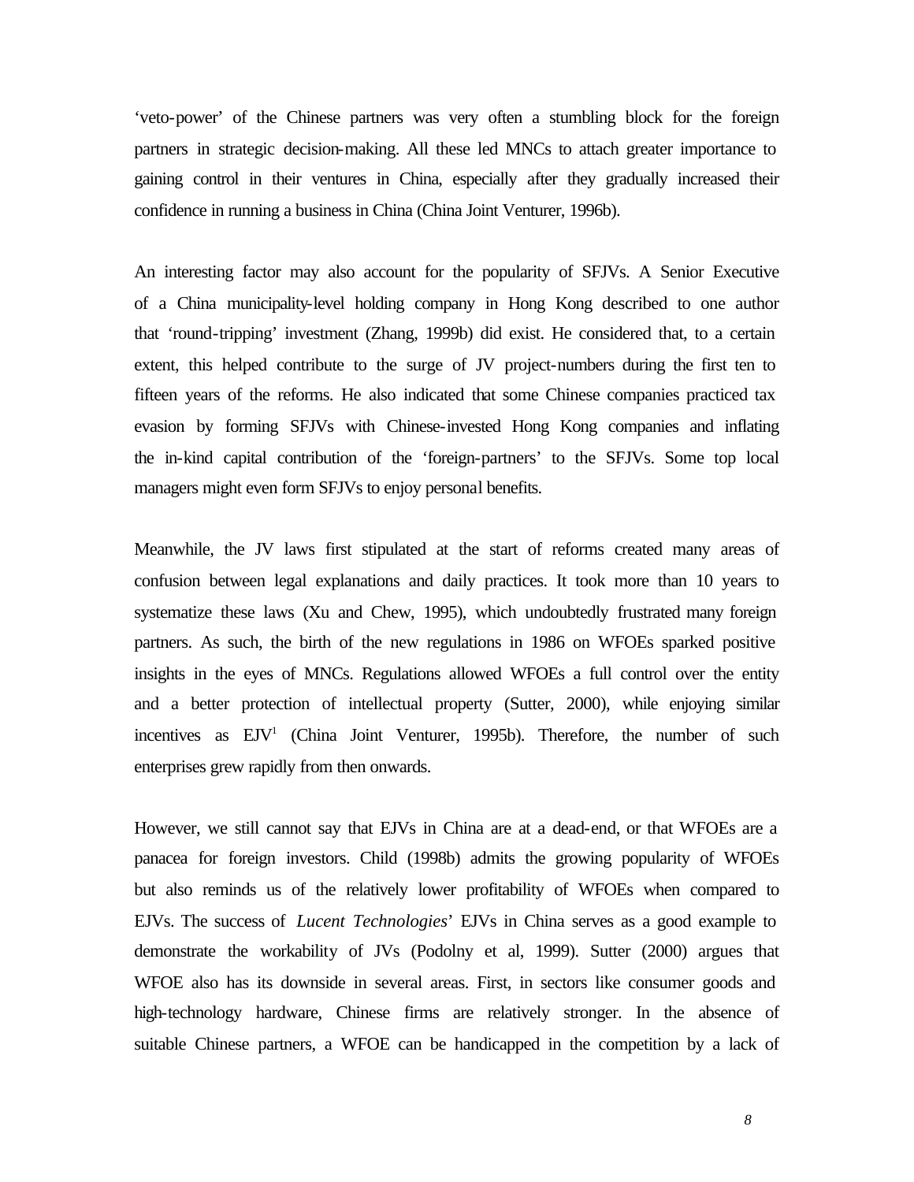'veto-power' of the Chinese partners was very often a stumbling block for the foreign partners in strategic decision-making. All these led MNCs to attach greater importance to gaining control in their ventures in China, especially after they gradually increased their confidence in running a business in China (China Joint Venturer, 1996b).

An interesting factor may also account for the popularity of SFJVs. A Senior Executive of a China municipality-level holding company in Hong Kong described to one author that 'round-tripping' investment (Zhang, 1999b) did exist. He considered that, to a certain extent, this helped contribute to the surge of JV project-numbers during the first ten to fifteen years of the reforms. He also indicated that some Chinese companies practiced tax evasion by forming SFJVs with Chinese-invested Hong Kong companies and inflating the in-kind capital contribution of the 'foreign-partners' to the SFJVs. Some top local managers might even form SFJVs to enjoy personal benefits.

Meanwhile, the JV laws first stipulated at the start of reforms created many areas of confusion between legal explanations and daily practices. It took more than 10 years to systematize these laws (Xu and Chew, 1995), which undoubtedly frustrated many foreign partners. As such, the birth of the new regulations in 1986 on WFOEs sparked positive insights in the eyes of MNCs. Regulations allowed WFOEs a full control over the entity and a better protection of intellectual property (Sutter, 2000), while enjoying similar incentives as EJV[1] (China Joint Venturer, 1995b). Therefore, the number of such enterprises grew rapidly from then onwards.

However, we still cannot say that EJVs in China are at a dead-end, or that WFOEs are a panacea for foreign investors. Child (1998b) admits the growing popularity of WFOEs but also reminds us of the relatively lower profitability of WFOEs when compared to EJVs. The success of *Lucent Technologies*' EJVs in China serves as a good example to demonstrate the workability of JVs (Podolny et al, 1999). Sutter (2000) argues that WFOE also has its downside in several areas. First, in sectors like consumer goods and high-technology hardware, Chinese firms are relatively stronger. In the absence of suitable Chinese partners, a WFOE can be handicapped in the competition by a lack of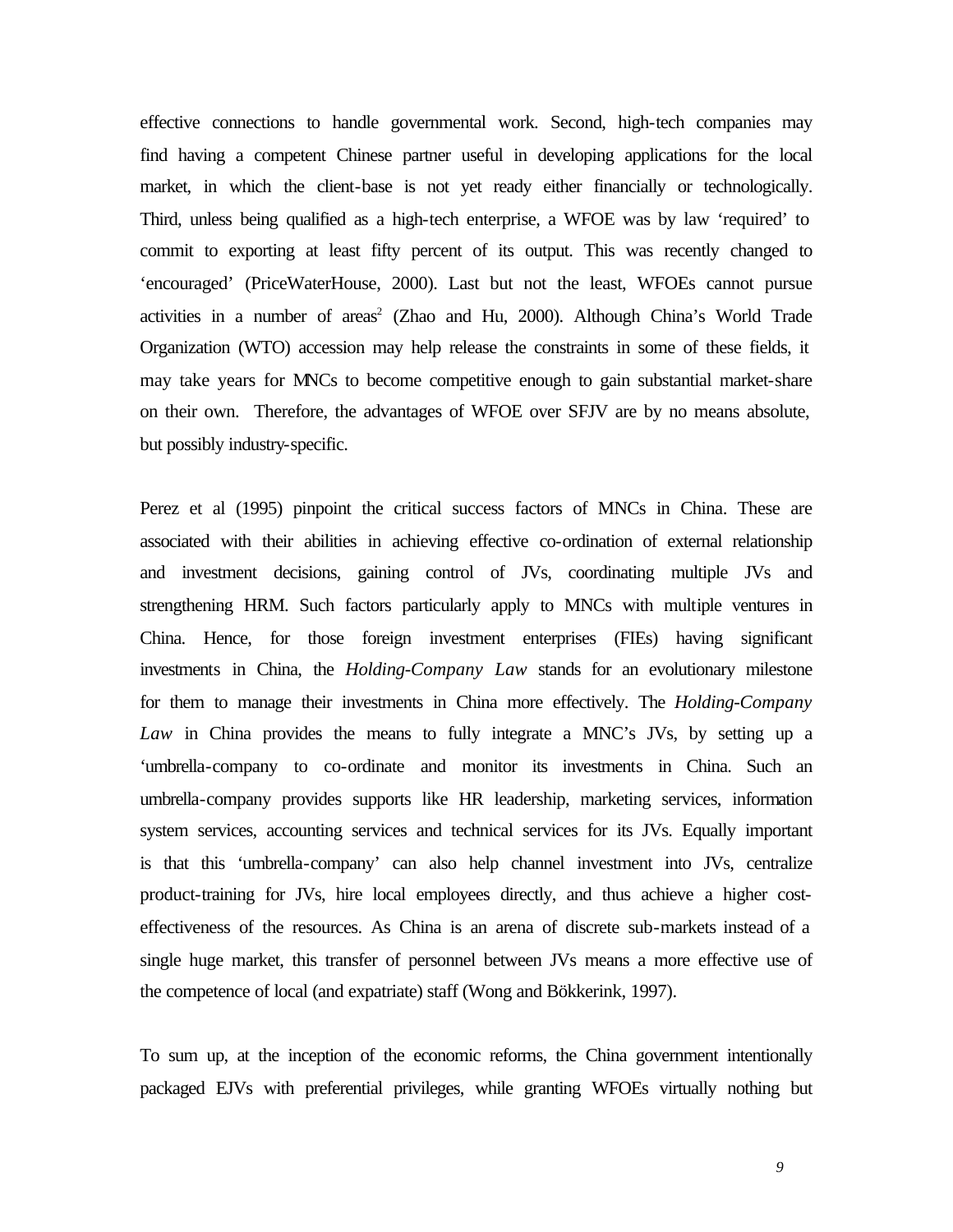effective connections to handle governmental work. Second, high-tech companies may find having a competent Chinese partner useful in developing applications for the local market, in which the client-base is not yet ready either financially or technologically. Third, unless being qualified as a high-tech enterprise, a WFOE was by law 'required' to commit to exporting at least fifty percent of its output. This was recently changed to 'encouraged' (PriceWaterHouse, 2000). Last but not the least, WFOEs cannot pursue activities in a number of areas[2] (Zhao and Hu, 2000). Although China's World Trade Organization (WTO) accession may help release the constraints in some of these fields, it may take years for MNCs to become competitive enough to gain substantial market-share on their own. Therefore, the advantages of WFOE over SFJV are by no means absolute, but possibly industry-specific.

Perez et al (1995) pinpoint the critical success factors of MNCs in China. These are associated with their abilities in achieving effective co-ordination of external relationship and investment decisions, gaining control of JVs, coordinating multiple JVs and strengthening HRM. Such factors particularly apply to MNCs with multiple ventures in China. Hence, for those foreign investment enterprises (FIEs) having significant investments in China, the *Holding-Company Law* stands for an evolutionary milestone for them to manage their investments in China more effectively. The *Holding-Company Law* in China provides the means to fully integrate a MNC's JVs, by setting up a 'umbrella-company to co-ordinate and monitor its investments in China. Such an umbrella-company provides supports like HR leadership, marketing services, information system services, accounting services and technical services for its JVs. Equally important is that this 'umbrella-company' can also help channel investment into JVs, centralize product-training for JVs, hire local employees directly, and thus achieve a higher cost-effectiveness of the resources. As China is an arena of discrete sub-markets instead of a single huge market, this transfer of personnel between JVs means a more effective use of the competence of local (and expatriate) staff (Wong and Bökkerink, 1997).

To sum up, at the inception of the economic reforms, the China government intentionally packaged EJVs with preferential privileges, while granting WFOEs virtually nothing but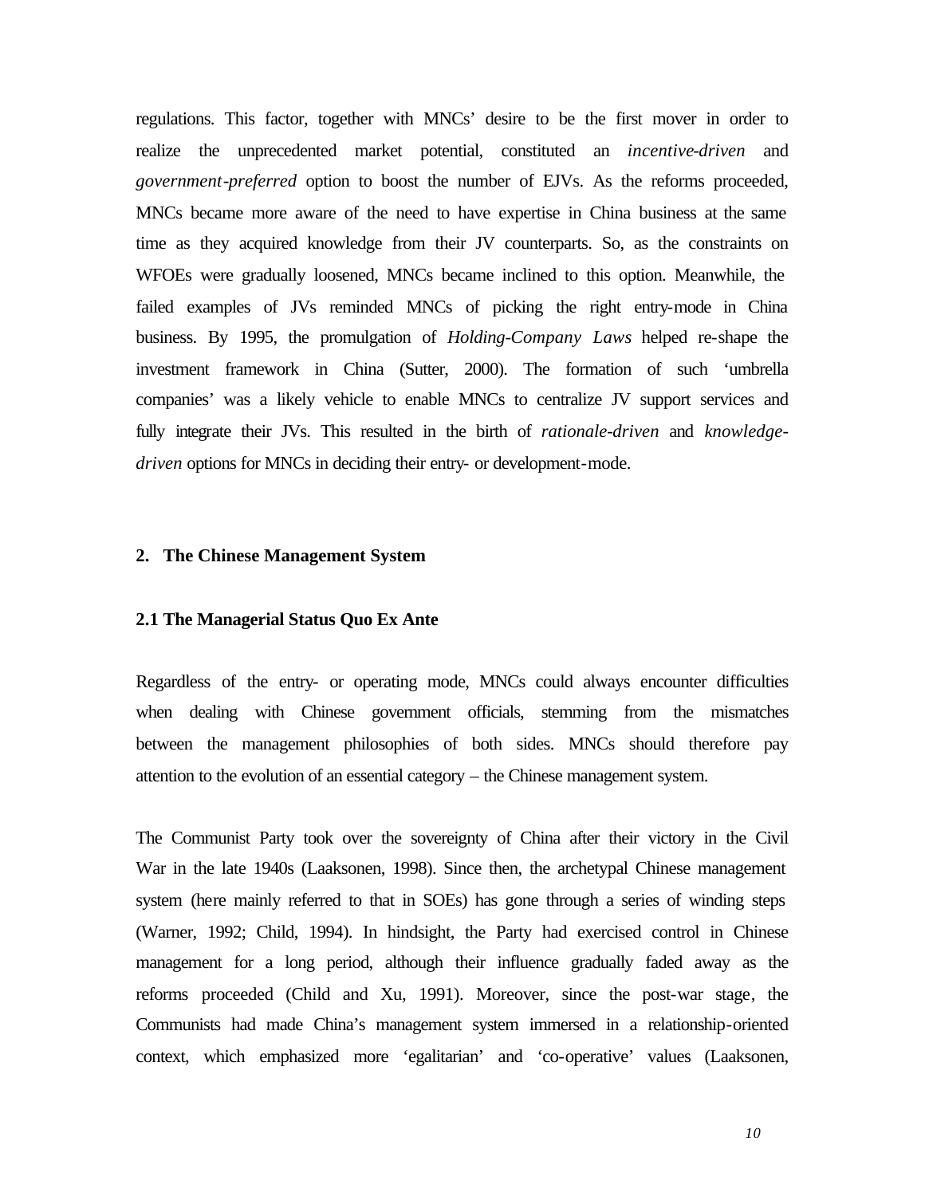regulations. This factor, together with MNCs' desire to be the first mover in order to realize the unprecedented market potential, constituted an *incentive-driven* and *government-preferred* option to boost the number of EJVs. As the reforms proceeded, MNCs became more aware of the need to have expertise in China business at the same time as they acquired knowledge from their JV counterparts. So, as the constraints on WFOEs were gradually loosened, MNCs became inclined to this option. Meanwhile, the failed examples of JVs reminded MNCs of picking the right entry-mode in China business. By 1995, the promulgation of *Holding-Company Laws* helped re-shape the investment framework in China (Sutter, 2000). The formation of such 'umbrella companies' was a likely vehicle to enable MNCs to centralize JV support services and fully integrate their JVs. This resulted in the birth of *rationale-driven* and *knowledge-driven* options for MNCs in deciding their entry- or development-mode.

## 2. The Chinese Management System

### 2.1 The Managerial Status Quo Ex Ante

Regardless of the entry- or operating mode, MNCs could always encounter difficulties when dealing with Chinese government officials, stemming from the mismatches between the management philosophies of both sides. MNCs should therefore pay attention to the evolution of an essential category – the Chinese management system.

The Communist Party took over the sovereignty of China after their victory in the Civil War in the late 1940s (Laaksonen, 1998). Since then, the archetypal Chinese management system (here mainly referred to that in SOEs) has gone through a series of winding steps (Warner, 1992; Child, 1994). In hindsight, the Party had exercised control in Chinese management for a long period, although their influence gradually faded away as the reforms proceeded (Child and Xu, 1991). Moreover, since the post-war stage, the Communists had made China's management system immersed in a relationship-oriented context, which emphasized more 'egalitarian' and 'co-operative' values (Laaksonen,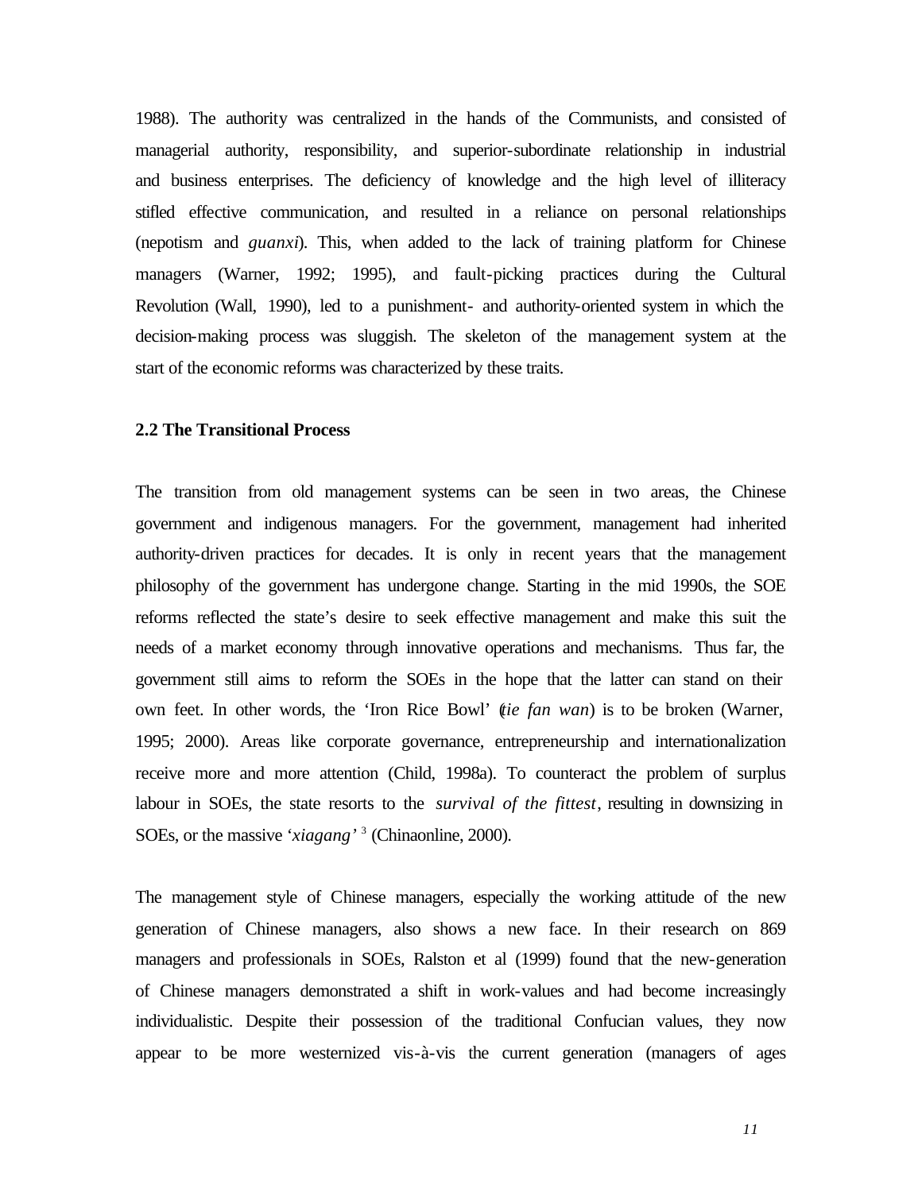1988). The authority was centralized in the hands of the Communists, and consisted of managerial authority, responsibility, and superior-subordinate relationship in industrial and business enterprises. The deficiency of knowledge and the high level of illiteracy stifled effective communication, and resulted in a reliance on personal relationships (nepotism and *guanxi*). This, when added to the lack of training platform for Chinese managers (Warner, 1992; 1995), and fault-picking practices during the Cultural Revolution (Wall, 1990), led to a punishment- and authority-oriented system in which the decision-making process was sluggish. The skeleton of the management system at the start of the economic reforms was characterized by these traits.

### 2.2 The Transitional Process

The transition from old management systems can be seen in two areas, the Chinese government and indigenous managers. For the government, management had inherited authority-driven practices for decades. It is only in recent years that the management philosophy of the government has undergone change. Starting in the mid 1990s, the SOE reforms reflected the state's desire to seek effective management and make this suit the needs of a market economy through innovative operations and mechanisms. Thus far, the government still aims to reform the SOEs in the hope that the latter can stand on their own feet. In other words, the 'Iron Rice Bowl' (*tie fan wan*) is to be broken (Warner, 1995; 2000). Areas like corporate governance, entrepreneurship and internationalization receive more and more attention (Child, 1998a). To counteract the problem of surplus labour in SOEs, the state resorts to the *survival of the fittest*, resulting in downsizing in SOEs, or the massive '*xiagang*' [3] (Chinaonline, 2000).

The management style of Chinese managers, especially the working attitude of the new generation of Chinese managers, also shows a new face. In their research on 869 managers and professionals in SOEs, Ralston et al (1999) found that the new-generation of Chinese managers demonstrated a shift in work-values and had become increasingly individualistic. Despite their possession of the traditional Confucian values, they now appear to be more westernized vis-à-vis the current generation (managers of ages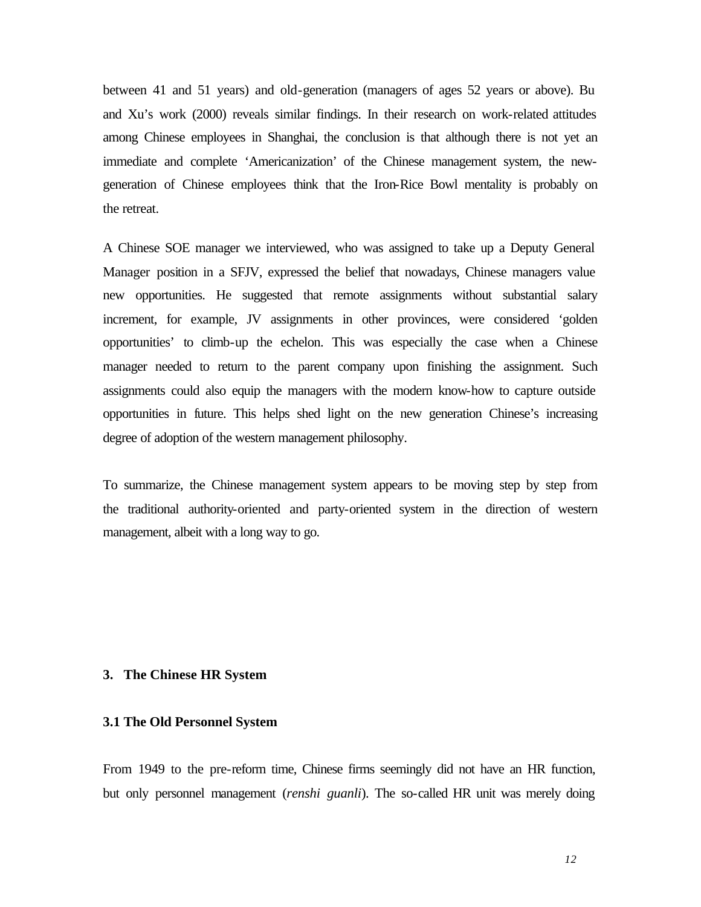between 41 and 51 years) and old-generation (managers of ages 52 years or above). Bu and Xu's work (2000) reveals similar findings. In their research on work-related attitudes among Chinese employees in Shanghai, the conclusion is that although there is not yet an immediate and complete 'Americanization' of the Chinese management system, the new-generation of Chinese employees think that the Iron-Rice Bowl mentality is probably on the retreat.

A Chinese SOE manager we interviewed, who was assigned to take up a Deputy General Manager position in a SFJV, expressed the belief that nowadays, Chinese managers value new opportunities. He suggested that remote assignments without substantial salary increment, for example, JV assignments in other provinces, were considered 'golden opportunities' to climb-up the echelon. This was especially the case when a Chinese manager needed to return to the parent company upon finishing the assignment. Such assignments could also equip the managers with the modern know-how to capture outside opportunities in future. This helps shed light on the new generation Chinese's increasing degree of adoption of the western management philosophy.

To summarize, the Chinese management system appears to be moving step by step from the traditional authority-oriented and party-oriented system in the direction of western management, albeit with a long way to go.

## 3. The Chinese HR System

### 3.1 The Old Personnel System

From 1949 to the pre-reform time, Chinese firms seemingly did not have an HR function, but only personnel management (*renshi guanli*). The so-called HR unit was merely doing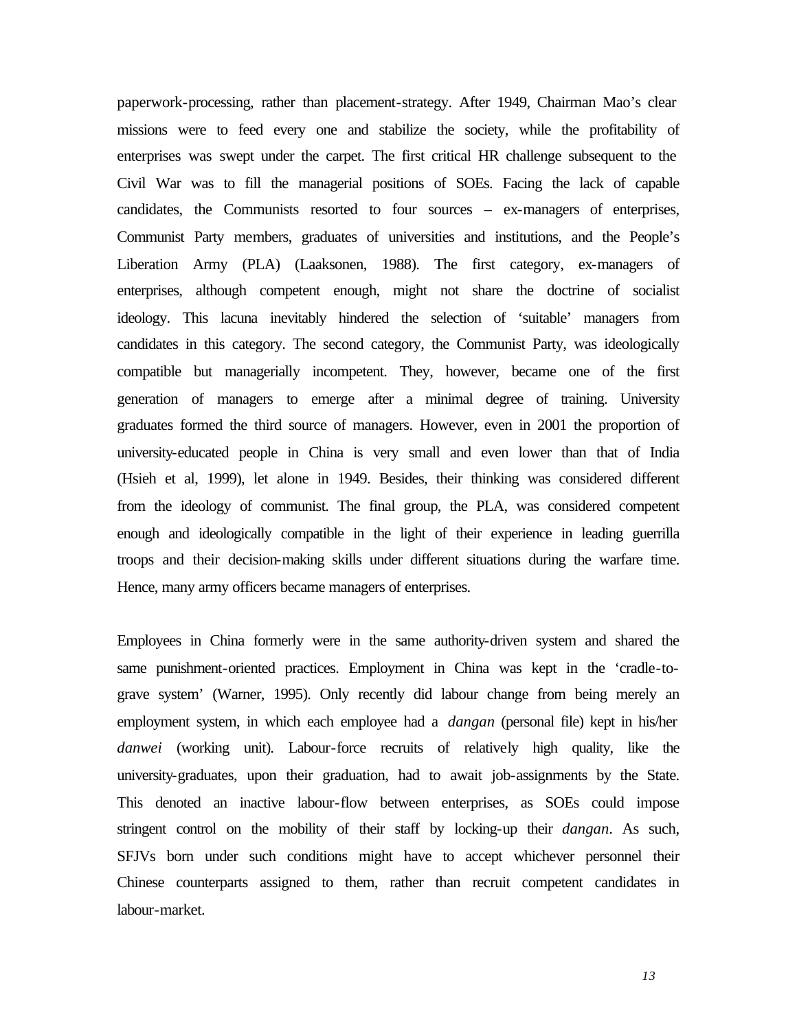paperwork-processing, rather than placement-strategy. After 1949, Chairman Mao's clear missions were to feed every one and stabilize the society, while the profitability of enterprises was swept under the carpet. The first critical HR challenge subsequent to the Civil War was to fill the managerial positions of SOEs. Facing the lack of capable candidates, the Communists resorted to four sources – ex-managers of enterprises, Communist Party members, graduates of universities and institutions, and the People's Liberation Army (PLA) (Laaksonen, 1988). The first category, ex-managers of enterprises, although competent enough, might not share the doctrine of socialist ideology. This lacuna inevitably hindered the selection of 'suitable' managers from candidates in this category. The second category, the Communist Party, was ideologically compatible but managerially incompetent. They, however, became one of the first generation of managers to emerge after a minimal degree of training. University graduates formed the third source of managers. However, even in 2001 the proportion of university-educated people in China is very small and even lower than that of India (Hsieh et al, 1999), let alone in 1949. Besides, their thinking was considered different from the ideology of communist. The final group, the PLA, was considered competent enough and ideologically compatible in the light of their experience in leading guerrilla troops and their decision-making skills under different situations during the warfare time. Hence, many army officers became managers of enterprises.

Employees in China formerly were in the same authority-driven system and shared the same punishment-oriented practices. Employment in China was kept in the 'cradle-to-grave system' (Warner, 1995). Only recently did labour change from being merely an employment system, in which each employee had a *dangan* (personal file) kept in his/her *danwei* (working unit). Labour-force recruits of relatively high quality, like the university-graduates, upon their graduation, had to await job-assignments by the State. This denoted an inactive labour-flow between enterprises, as SOEs could impose stringent control on the mobility of their staff by locking-up their *dangan*. As such, SFJVs born under such conditions might have to accept whichever personnel their Chinese counterparts assigned to them, rather than recruit competent candidates in labour-market.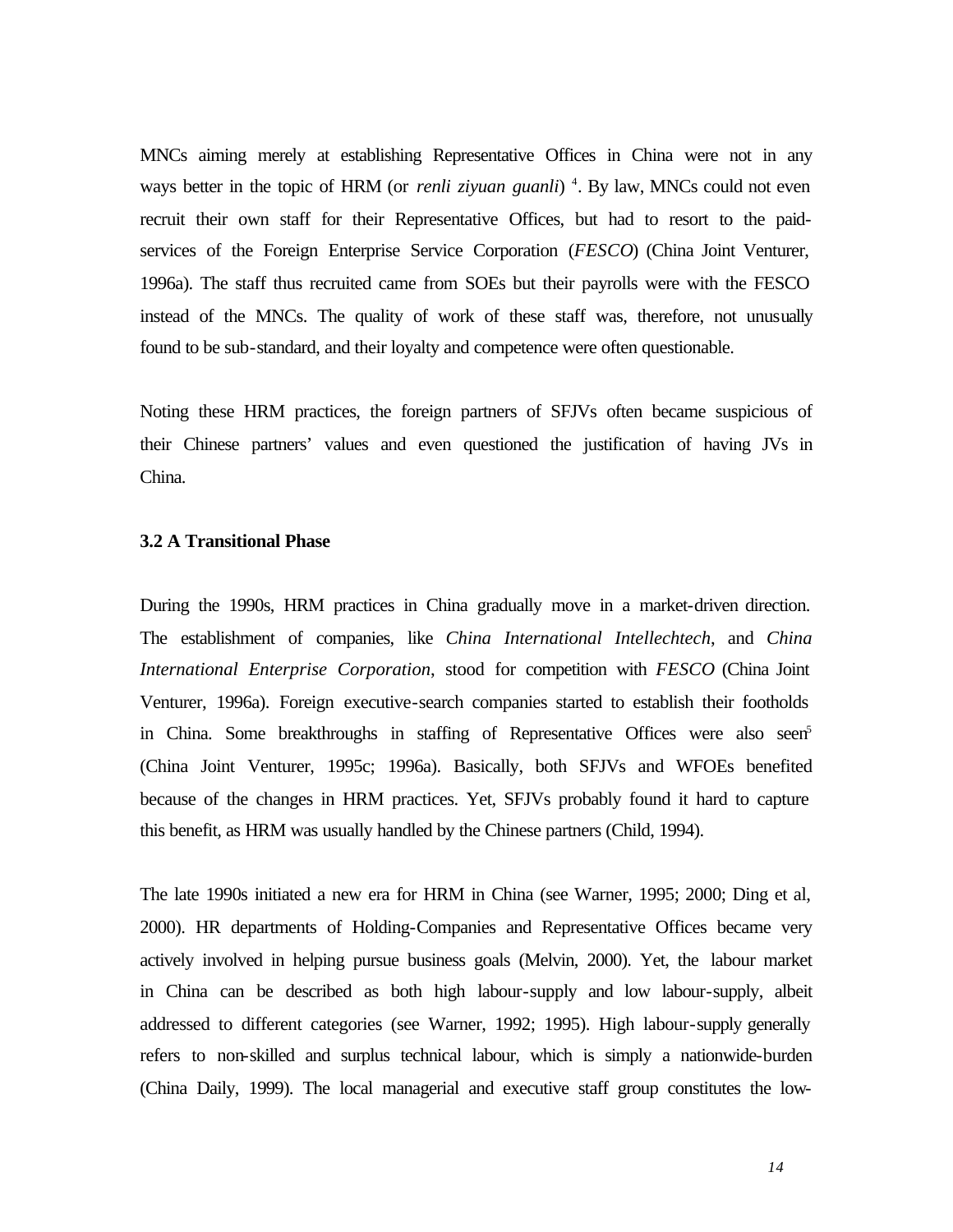MNCs aiming merely at establishing Representative Offices in China were not in any ways better in the topic of HRM (or *renli ziyuan guanli*) [4]. By law, MNCs could not even recruit their own staff for their Representative Offices, but had to resort to the paid-services of the Foreign Enterprise Service Corporation (*FESCO*) (China Joint Venturer, 1996a). The staff thus recruited came from SOEs but their payrolls were with the FESCO instead of the MNCs. The quality of work of these staff was, therefore, not unusually found to be sub-standard, and their loyalty and competence were often questionable.

Noting these HRM practices, the foreign partners of SFJVs often became suspicious of their Chinese partners' values and even questioned the justification of having JVs in China.

### 3.2 A Transitional Phase

During the 1990s, HRM practices in China gradually move in a market-driven direction. The establishment of companies, like *China International Intellechtech*, and *China International Enterprise Corporation*, stood for competition with *FESCO* (China Joint Venturer, 1996a). Foreign executive-search companies started to establish their footholds in China. Some breakthroughs in staffing of Representative Offices were also seen[5] (China Joint Venturer, 1995c; 1996a). Basically, both SFJVs and WFOEs benefited because of the changes in HRM practices. Yet, SFJVs probably found it hard to capture this benefit, as HRM was usually handled by the Chinese partners (Child, 1994).

The late 1990s initiated a new era for HRM in China (see Warner, 1995; 2000; Ding et al, 2000). HR departments of Holding-Companies and Representative Offices became very actively involved in helping pursue business goals (Melvin, 2000). Yet, the labour market in China can be described as both high labour-supply and low labour-supply, albeit addressed to different categories (see Warner, 1992; 1995). High labour-supply generally refers to non-skilled and surplus technical labour, which is simply a nationwide-burden (China Daily, 1999). The local managerial and executive staff group constitutes the low-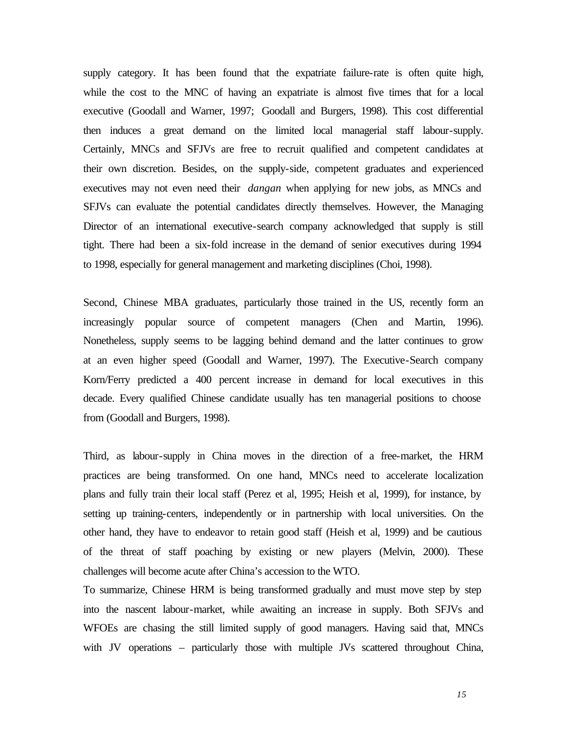supply category. It has been found that the expatriate failure-rate is often quite high, while the cost to the MNC of having an expatriate is almost five times that for a local executive (Goodall and Warner, 1997; Goodall and Burgers, 1998). This cost differential then induces a great demand on the limited local managerial staff labour-supply. Certainly, MNCs and SFJVs are free to recruit qualified and competent candidates at their own discretion. Besides, on the supply-side, competent graduates and experienced executives may not even need their *dangan* when applying for new jobs, as MNCs and SFJVs can evaluate the potential candidates directly themselves. However, the Managing Director of an international executive-search company acknowledged that supply is still tight. There had been a six-fold increase in the demand of senior executives during 1994 to 1998, especially for general management and marketing disciplines (Choi, 1998).

Second, Chinese MBA graduates, particularly those trained in the US, recently form an increasingly popular source of competent managers (Chen and Martin, 1996). Nonetheless, supply seems to be lagging behind demand and the latter continues to grow at an even higher speed (Goodall and Warner, 1997). The Executive-Search company Korn/Ferry predicted a 400 percent increase in demand for local executives in this decade. Every qualified Chinese candidate usually has ten managerial positions to choose from (Goodall and Burgers, 1998).

Third, as labour-supply in China moves in the direction of a free-market, the HRM practices are being transformed. On one hand, MNCs need to accelerate localization plans and fully train their local staff (Perez et al, 1995; Heish et al, 1999), for instance, by setting up training-centers, independently or in partnership with local universities. On the other hand, they have to endeavor to retain good staff (Heish et al, 1999) and be cautious of the threat of staff poaching by existing or new players (Melvin, 2000). These challenges will become acute after China's accession to the WTO.

To summarize, Chinese HRM is being transformed gradually and must move step by step into the nascent labour-market, while awaiting an increase in supply. Both SFJVs and WFOEs are chasing the still limited supply of good managers. Having said that, MNCs with JV operations – particularly those with multiple JVs scattered throughout China,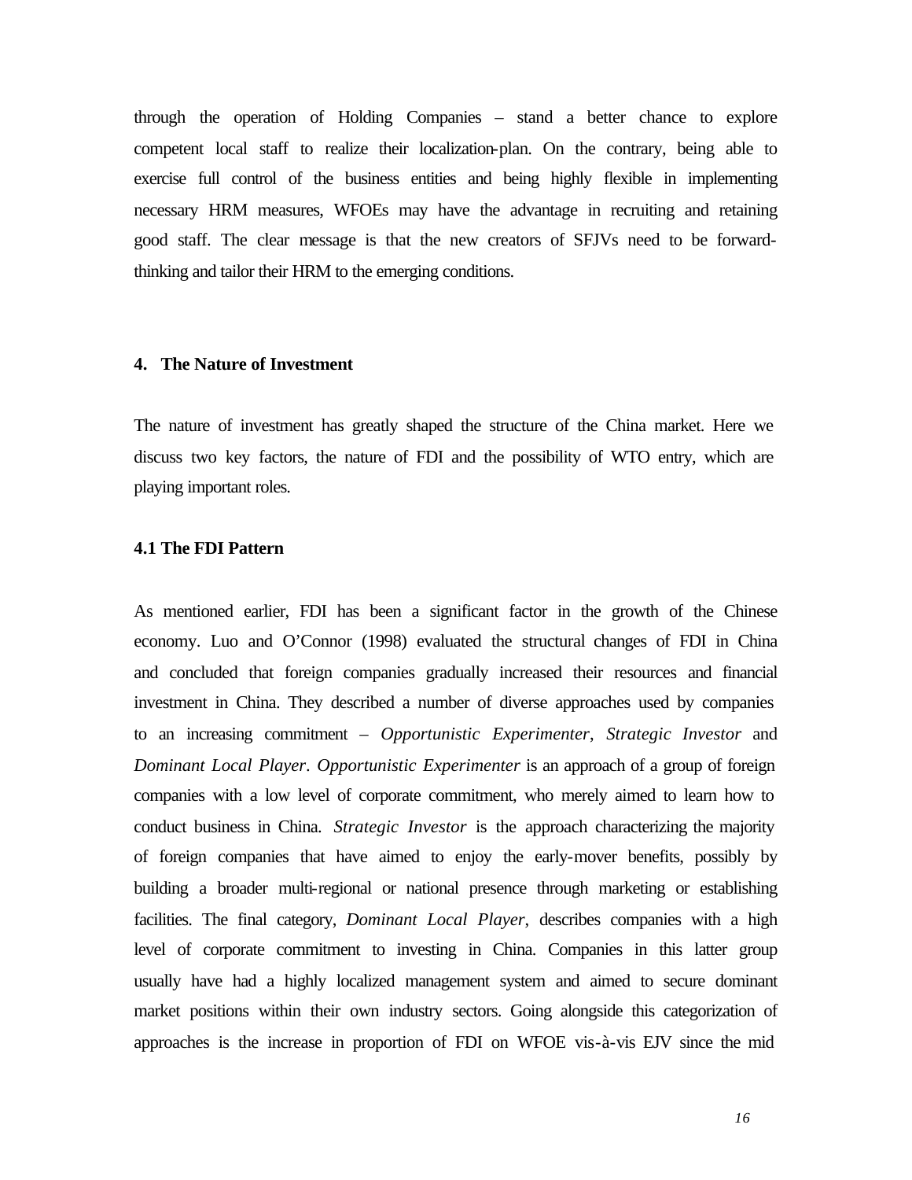through the operation of Holding Companies – stand a better chance to explore competent local staff to realize their localization-plan. On the contrary, being able to exercise full control of the business entities and being highly flexible in implementing necessary HRM measures, WFOEs may have the advantage in recruiting and retaining good staff. The clear message is that the new creators of SFJVs need to be forward-thinking and tailor their HRM to the emerging conditions.

## 4. The Nature of Investment

The nature of investment has greatly shaped the structure of the China market. Here we discuss two key factors, the nature of FDI and the possibility of WTO entry, which are playing important roles.

### 4.1 The FDI Pattern

As mentioned earlier, FDI has been a significant factor in the growth of the Chinese economy. Luo and O'Connor (1998) evaluated the structural changes of FDI in China and concluded that foreign companies gradually increased their resources and financial investment in China. They described a number of diverse approaches used by companies to an increasing commitment – *Opportunistic Experimenter*, *Strategic Investor* and *Dominant Local Player*. *Opportunistic Experimenter* is an approach of a group of foreign companies with a low level of corporate commitment, who merely aimed to learn how to conduct business in China. *Strategic Investor* is the approach characterizing the majority of foreign companies that have aimed to enjoy the early-mover benefits, possibly by building a broader multi-regional or national presence through marketing or establishing facilities. The final category, *Dominant Local Player*, describes companies with a high level of corporate commitment to investing in China. Companies in this latter group usually have had a highly localized management system and aimed to secure dominant market positions within their own industry sectors. Going alongside this categorization of approaches is the increase in proportion of FDI on WFOE vis-à-vis EJV since the mid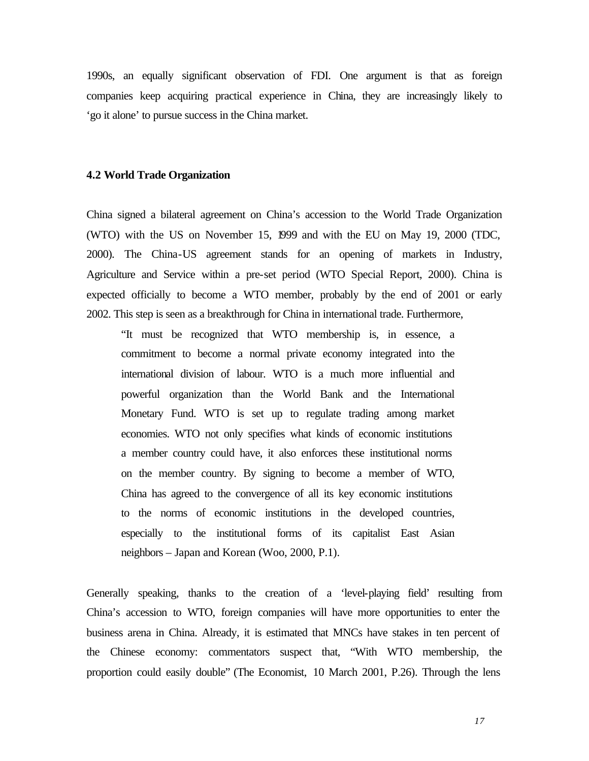1990s, an equally significant observation of FDI. One argument is that as foreign companies keep acquiring practical experience in China, they are increasingly likely to 'go it alone' to pursue success in the China market.

### 4.2 World Trade Organization

China signed a bilateral agreement on China's accession to the World Trade Organization (WTO) with the US on November 15, 1999 and with the EU on May 19, 2000 (TDC, 2000). The China-US agreement stands for an opening of markets in Industry, Agriculture and Service within a pre-set period (WTO Special Report, 2000). China is expected officially to become a WTO member, probably by the end of 2001 or early 2002. This step is seen as a breakthrough for China in international trade. Furthermore,

> "It must be recognized that WTO membership is, in essence, a commitment to become a normal private economy integrated into the international division of labour. WTO is a much more influential and powerful organization than the World Bank and the International Monetary Fund. WTO is set up to regulate trading among market economies. WTO not only specifies what kinds of economic institutions a member country could have, it also enforces these institutional norms on the member country. By signing to become a member of WTO, China has agreed to the convergence of all its key economic institutions to the norms of economic institutions in the developed countries, especially to the institutional forms of its capitalist East Asian neighbors – Japan and Korean (Woo, 2000, P.1).

Generally speaking, thanks to the creation of a 'level-playing field' resulting from China's accession to WTO, foreign companies will have more opportunities to enter the business arena in China. Already, it is estimated that MNCs have stakes in ten percent of the Chinese economy: commentators suspect that, "With WTO membership, the proportion could easily double" (The Economist, 10 March 2001, P.26). Through the lens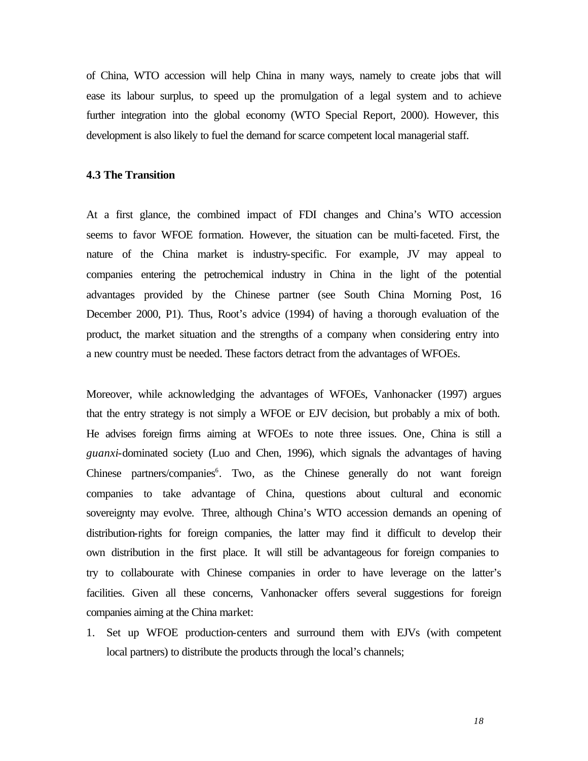of China, WTO accession will help China in many ways, namely to create jobs that will ease its labour surplus, to speed up the promulgation of a legal system and to achieve further integration into the global economy (WTO Special Report, 2000). However, this development is also likely to fuel the demand for scarce competent local managerial staff.

### 4.3 The Transition

At a first glance, the combined impact of FDI changes and China's WTO accession seems to favor WFOE formation. However, the situation can be multi-faceted. First, the nature of the China market is industry-specific. For example, JV may appeal to companies entering the petrochemical industry in China in the light of the potential advantages provided by the Chinese partner (see South China Morning Post, 16 December 2000, P1). Thus, Root's advice (1994) of having a thorough evaluation of the product, the market situation and the strengths of a company when considering entry into a new country must be needed. These factors detract from the advantages of WFOEs.

Moreover, while acknowledging the advantages of WFOEs, Vanhonacker (1997) argues that the entry strategy is not simply a WFOE or EJV decision, but probably a mix of both. He advises foreign firms aiming at WFOEs to note three issues. One, China is still a *guanxi*-dominated society (Luo and Chen, 1996), which signals the advantages of having Chinese partners/companies[6]. Two, as the Chinese generally do not want foreign companies to take advantage of China, questions about cultural and economic sovereignty may evolve. Three, although China's WTO accession demands an opening of distribution-rights for foreign companies, the latter may find it difficult to develop their own distribution in the first place. It will still be advantageous for foreign companies to try to collabourate with Chinese companies in order to have leverage on the latter's facilities. Given all these concerns, Vanhonacker offers several suggestions for foreign companies aiming at the China market:

1. Set up WFOE production-centers and surround them with EJVs (with competent local partners) to distribute the products through the local's channels;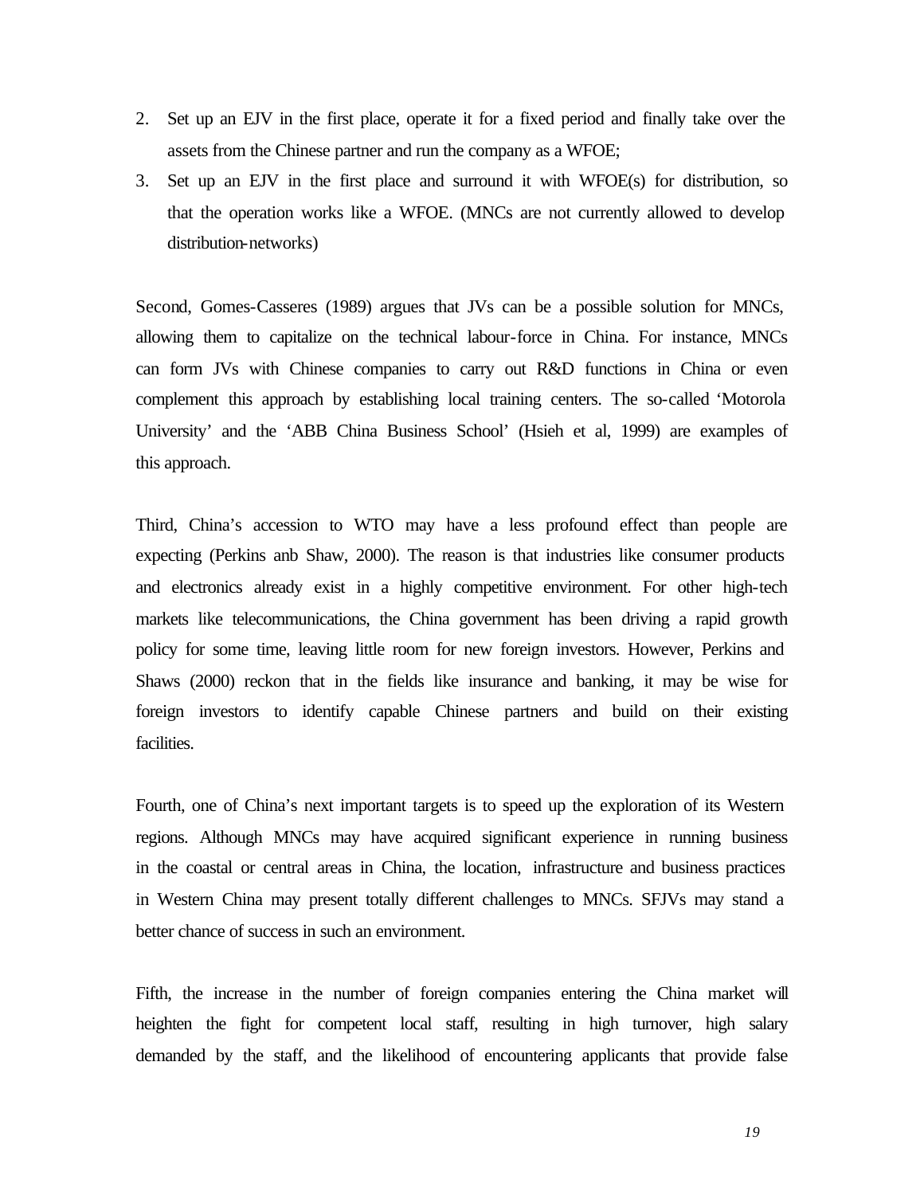2. Set up an EJV in the first place, operate it for a fixed period and finally take over the assets from the Chinese partner and run the company as a WFOE;
3. Set up an EJV in the first place and surround it with WFOE(s) for distribution, so that the operation works like a WFOE. (MNCs are not currently allowed to develop distribution-networks)

Second, Gomes-Casseres (1989) argues that JVs can be a possible solution for MNCs, allowing them to capitalize on the technical labour-force in China. For instance, MNCs can form JVs with Chinese companies to carry out R&D functions in China or even complement this approach by establishing local training centers. The so-called 'Motorola University' and the 'ABB China Business School' (Hsieh et al, 1999) are examples of this approach.

Third, China's accession to WTO may have a less profound effect than people are expecting (Perkins anb Shaw, 2000). The reason is that industries like consumer products and electronics already exist in a highly competitive environment. For other high-tech markets like telecommunications, the China government has been driving a rapid growth policy for some time, leaving little room for new foreign investors. However, Perkins and Shaws (2000) reckon that in the fields like insurance and banking, it may be wise for foreign investors to identify capable Chinese partners and build on their existing facilities.

Fourth, one of China's next important targets is to speed up the exploration of its Western regions. Although MNCs may have acquired significant experience in running business in the coastal or central areas in China, the location, infrastructure and business practices in Western China may present totally different challenges to MNCs. SFJVs may stand a better chance of success in such an environment.

Fifth, the increase in the number of foreign companies entering the China market will heighten the fight for competent local staff, resulting in high turnover, high salary demanded by the staff, and the likelihood of encountering applicants that provide false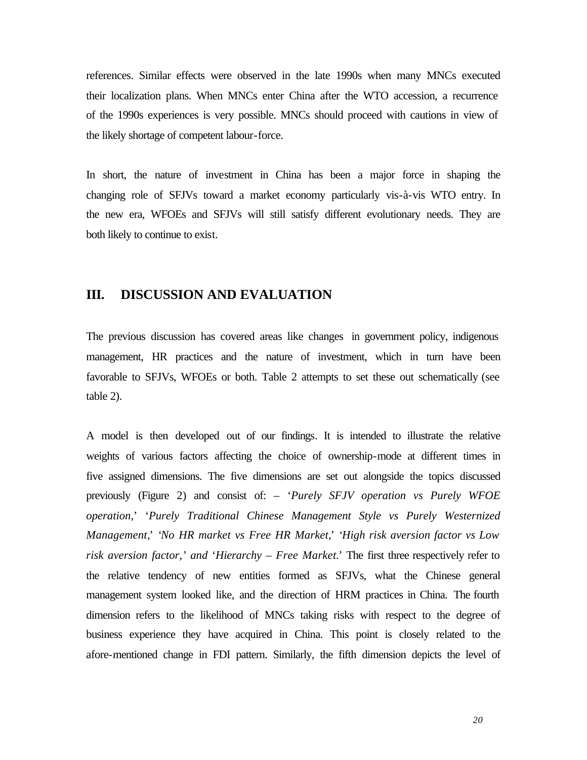references. Similar effects were observed in the late 1990s when many MNCs executed their localization plans. When MNCs enter China after the WTO accession, a recurrence of the 1990s experiences is very possible. MNCs should proceed with cautions in view of the likely shortage of competent labour-force.

In short, the nature of investment in China has been a major force in shaping the changing role of SFJVs toward a market economy particularly vis-à-vis WTO entry. In the new era, WFOEs and SFJVs will still satisfy different evolutionary needs. They are both likely to continue to exist.

## III. DISCUSSION AND EVALUATION

The previous discussion has covered areas like changes in government policy, indigenous management, HR practices and the nature of investment, which in turn have been favorable to SFJVs, WFOEs or both. Table 2 attempts to set these out schematically (see table 2).

A model is then developed out of our findings. It is intended to illustrate the relative weights of various factors affecting the choice of ownership-mode at different times in five assigned dimensions. The five dimensions are set out alongside the topics discussed previously (Figure 2) and consist of: – '*Purely SFJV operation vs Purely WFOE operation*,' '*Purely Traditional Chinese Management Style vs Purely Westernized Management*,' '*No HR market vs Free HR Market*,' '*High risk aversion factor vs Low risk aversion factor*,' *and* '*Hierarchy – Free Market*.' The first three respectively refer to the relative tendency of new entities formed as SFJVs, what the Chinese general management system looked like, and the direction of HRM practices in China. The fourth dimension refers to the likelihood of MNCs taking risks with respect to the degree of business experience they have acquired in China. This point is closely related to the afore-mentioned change in FDI pattern. Similarly, the fifth dimension depicts the level of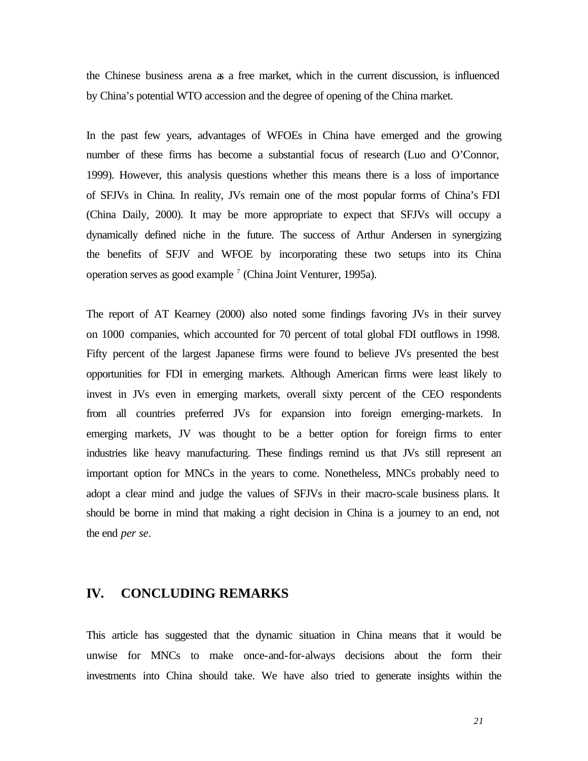the Chinese business arena as a free market, which in the current discussion, is influenced by China's potential WTO accession and the degree of opening of the China market.

In the past few years, advantages of WFOEs in China have emerged and the growing number of these firms has become a substantial focus of research (Luo and O'Connor, 1999). However, this analysis questions whether this means there is a loss of importance of SFJVs in China. In reality, JVs remain one of the most popular forms of China's FDI (China Daily, 2000). It may be more appropriate to expect that SFJVs will occupy a dynamically defined niche in the future. The success of Arthur Andersen in synergizing the benefits of SFJV and WFOE by incorporating these two setups into its China operation serves as good example [7] (China Joint Venturer, 1995a).

The report of AT Kearney (2000) also noted some findings favoring JVs in their survey on 1000 companies, which accounted for 70 percent of total global FDI outflows in 1998. Fifty percent of the largest Japanese firms were found to believe JVs presented the best opportunities for FDI in emerging markets. Although American firms were least likely to invest in JVs even in emerging markets, overall sixty percent of the CEO respondents from all countries preferred JVs for expansion into foreign emerging-markets. In emerging markets, JV was thought to be a better option for foreign firms to enter industries like heavy manufacturing. These findings remind us that JVs still represent an important option for MNCs in the years to come. Nonetheless, MNCs probably need to adopt a clear mind and judge the values of SFJVs in their macro-scale business plans. It should be borne in mind that making a right decision in China is a journey to an end, not the end *per se*.

## IV. CONCLUDING REMARKS

This article has suggested that the dynamic situation in China means that it would be unwise for MNCs to make once-and-for-always decisions about the form their investments into China should take. We have also tried to generate insights within the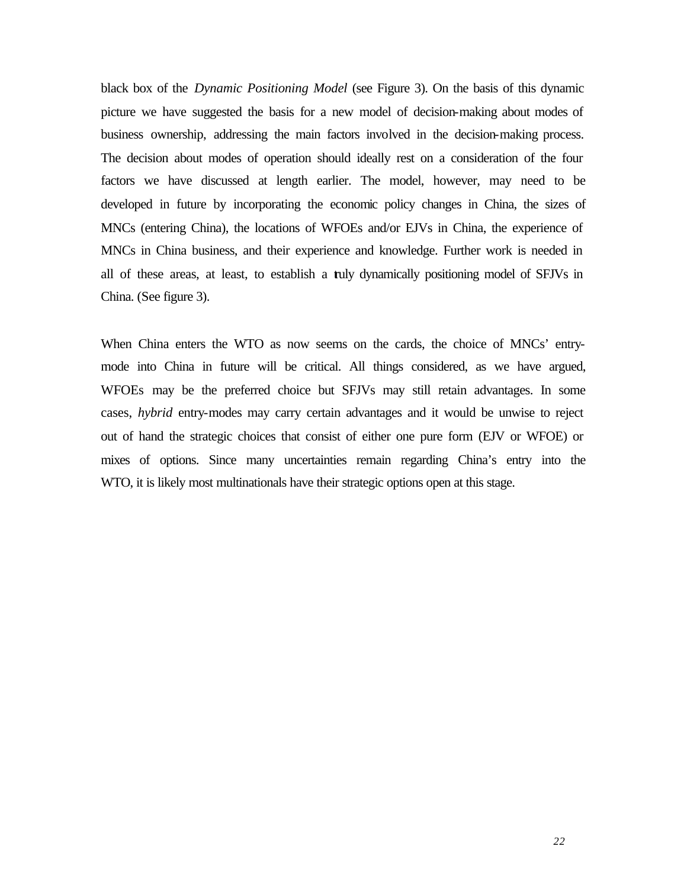black box of the *Dynamic Positioning Model* (see Figure 3). On the basis of this dynamic picture we have suggested the basis for a new model of decision-making about modes of business ownership, addressing the main factors involved in the decision-making process. The decision about modes of operation should ideally rest on a consideration of the four factors we have discussed at length earlier. The model, however, may need to be developed in future by incorporating the economic policy changes in China, the sizes of MNCs (entering China), the locations of WFOEs and/or EJVs in China, the experience of MNCs in China business, and their experience and knowledge. Further work is needed in all of these areas, at least, to establish a truly dynamically positioning model of SFJVs in China. (See figure 3).

When China enters the WTO as now seems on the cards, the choice of MNCs' entry-mode into China in future will be critical. All things considered, as we have argued, WFOEs may be the preferred choice but SFJVs may still retain advantages. In some cases, *hybrid* entry-modes may carry certain advantages and it would be unwise to reject out of hand the strategic choices that consist of either one pure form (EJV or WFOE) or mixes of options. Since many uncertainties remain regarding China's entry into the WTO, it is likely most multinationals have their strategic options open at this stage.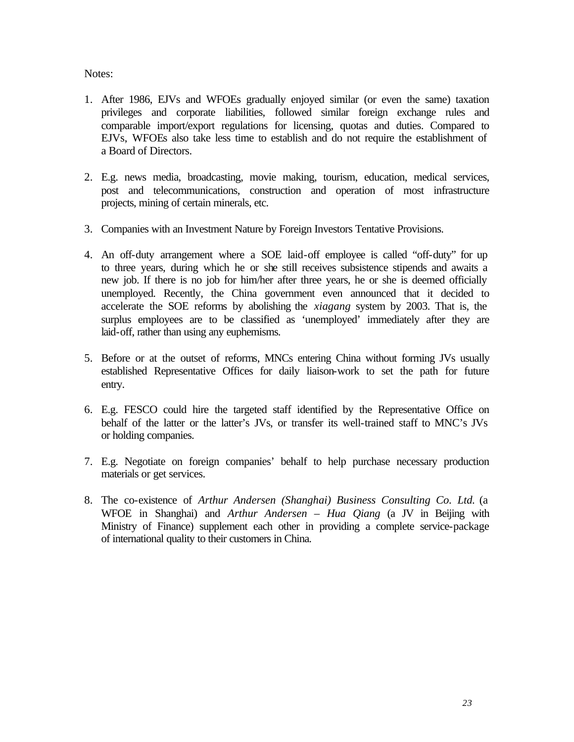Notes:

1. After 1986, EJVs and WFOEs gradually enjoyed similar (or even the same) taxation privileges and corporate liabilities, followed similar foreign exchange rules and comparable import/export regulations for licensing, quotas and duties. Compared to EJVs, WFOEs also take less time to establish and do not require the establishment of a Board of Directors.

2. E.g. news media, broadcasting, movie making, tourism, education, medical services, post and telecommunications, construction and operation of most infrastructure projects, mining of certain minerals, etc.

3. Companies with an Investment Nature by Foreign Investors Tentative Provisions.

4. An off-duty arrangement where a SOE laid-off employee is called "off-duty" for up to three years, during which he or she still receives subsistence stipends and awaits a new job. If there is no job for him/her after three years, he or she is deemed officially unemployed. Recently, the China government even announced that it decided to accelerate the SOE reforms by abolishing the *xiagang* system by 2003. That is, the surplus employees are to be classified as 'unemployed' immediately after they are laid-off, rather than using any euphemisms.

5. Before or at the outset of reforms, MNCs entering China without forming JVs usually established Representative Offices for daily liaison-work to set the path for future entry.

6. E.g. FESCO could hire the targeted staff identified by the Representative Office on behalf of the latter or the latter's JVs, or transfer its well-trained staff to MNC's JVs or holding companies.

7. E.g. Negotiate on foreign companies' behalf to help purchase necessary production materials or get services.

8. The co-existence of *Arthur Andersen (Shanghai) Business Consulting Co. Ltd.* (a WFOE in Shanghai) and *Arthur Andersen – Hua Qiang* (a JV in Beijing with Ministry of Finance) supplement each other in providing a complete service-package of international quality to their customers in China.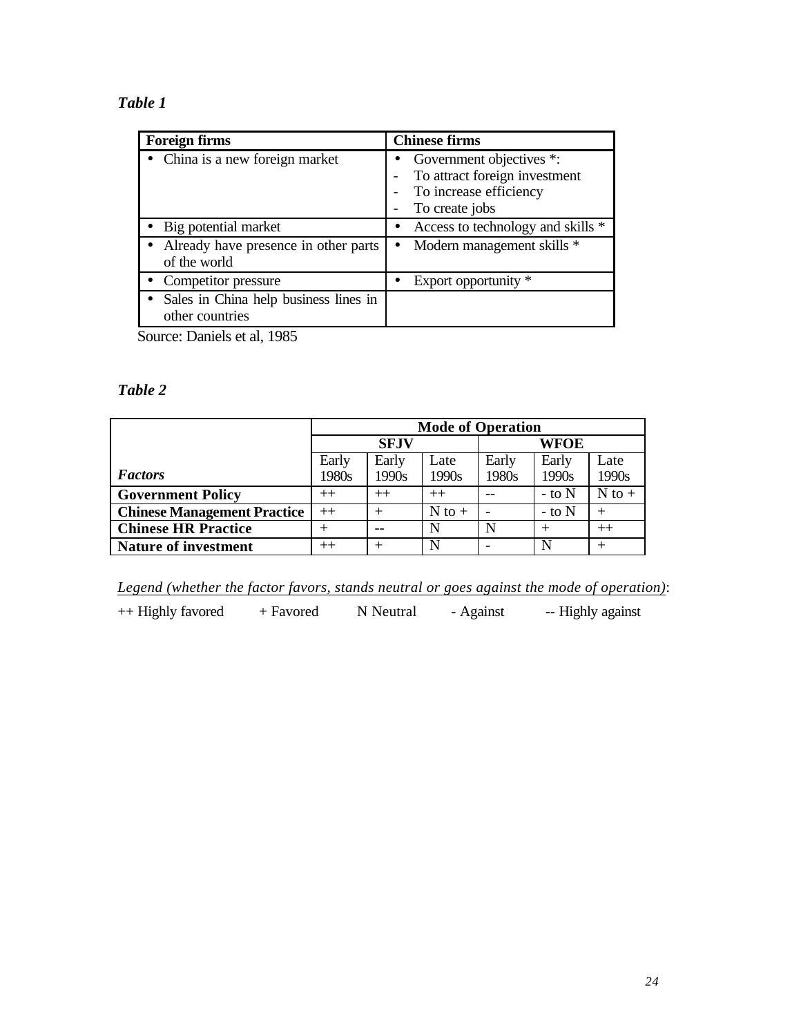*Table 1*

| Foreign firms | Chinese firms |
|---|---|
| • China is a new foreign market | • Government objectives *:<br>- To attract foreign investment<br>- To increase efficiency<br>- To create jobs |
| • Big potential market | • Access to technology and skills * |
| • Already have presence in other parts of the world | • Modern management skills * |
| • Competitor pressure | • Export opportunity * |
| • Sales in China help business lines in other countries | |

Source: Daniels et al, 1985

*Table 2*

| | Mode of Operation | | | | | |
|---|---|---|---|---|---|---|
| | SFJV | | | WFOE | | |
| ***Factors*** | Early 1980s | Early 1990s | Late 1990s | Early 1980s | Early 1990s | Late 1990s |
| **Government Policy** | ++ | ++ | ++ | -- | - to N | N to + |
| **Chinese Management Practice** | ++ | + | N to + | - | - to N | + |
| **Chinese HR Practice** | + | -- | N | N | + | ++ |
| **Nature of investment** | ++ | + | N | - | N | + |

*Legend (whether the factor favors, stands neutral or goes against the mode of operation)*:

++ Highly favored   + Favored   N Neutral   - Against   -- Highly against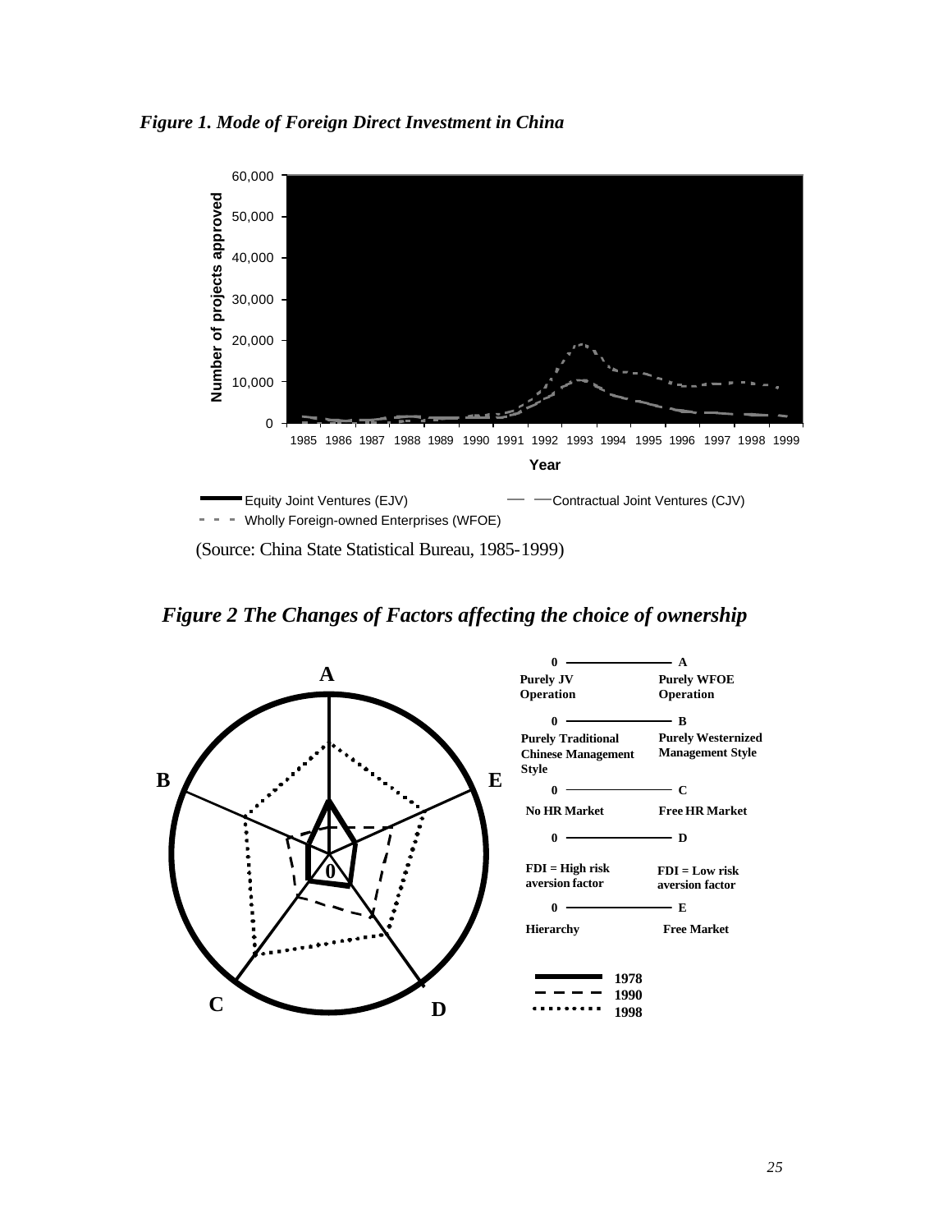*Figure 1. Mode of Foreign Direct Investment in China*

(Source: China State Statistical Bureau, 1985-1999)

*Figure 2 The Changes of Factors affecting the choice of ownership*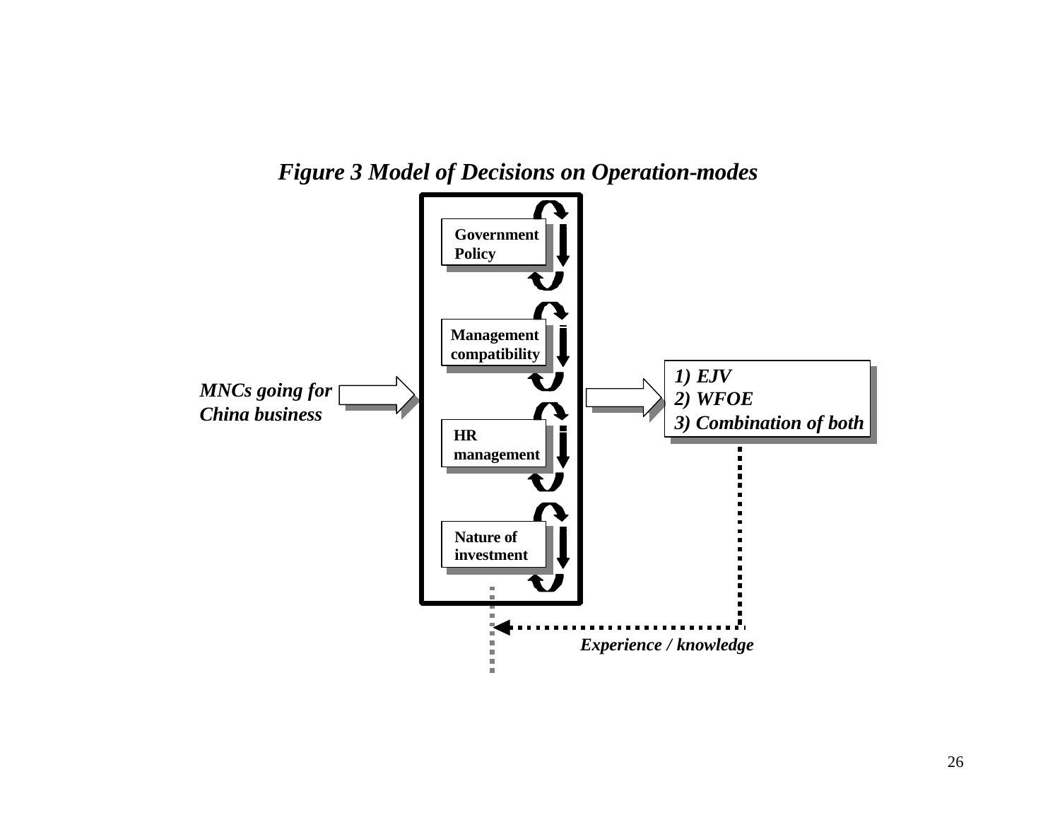*Figure 3 Model of Decisions on Operation-modes*

**Government Policy**

**Management compatibility**

**HR management**

**Nature of investment**

*MNCs going for China business*

*1) EJV*
*2) WFOE*
*3) Combination of both*

*Experience / knowledge*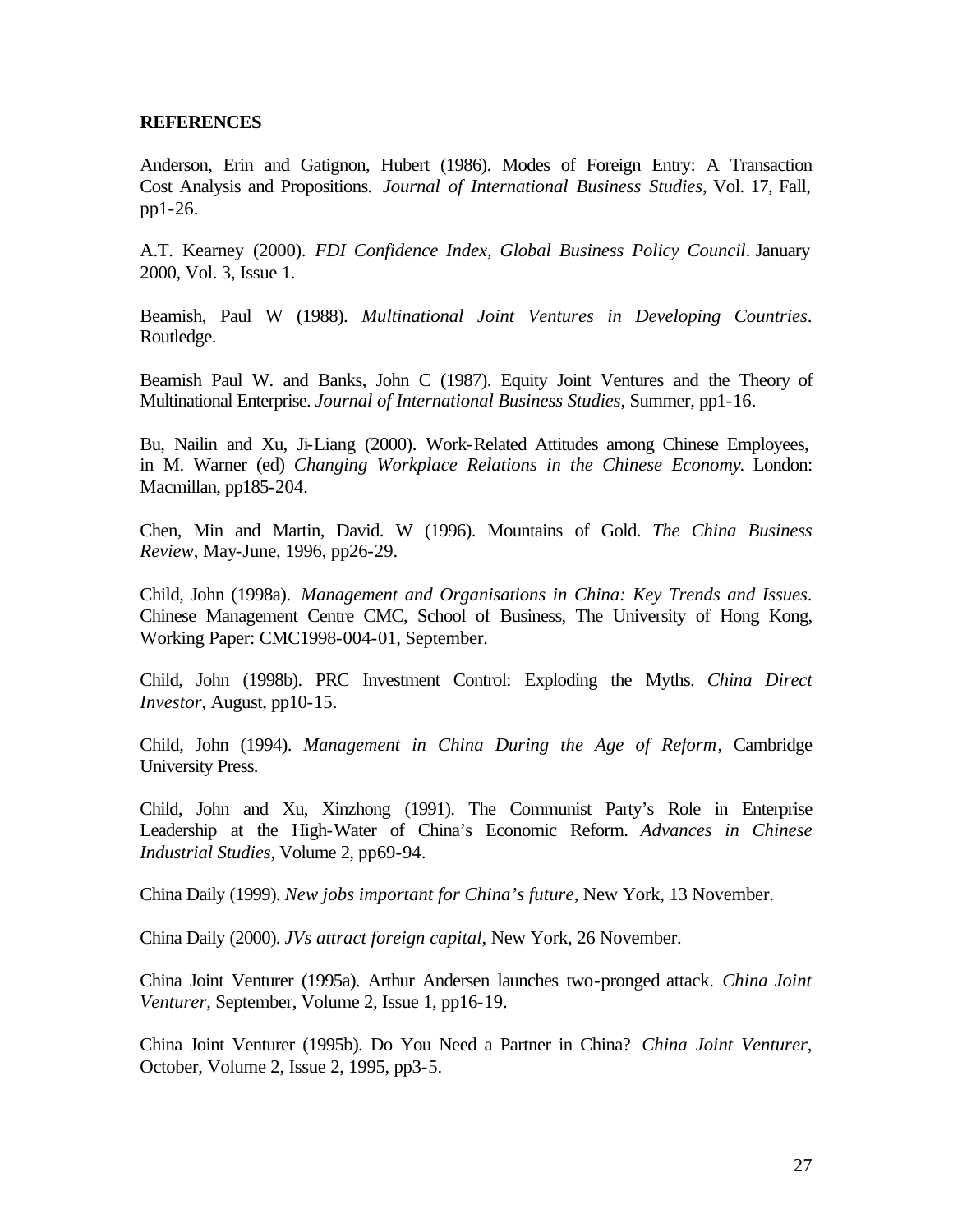**REFERENCES**

Anderson, Erin and Gatignon, Hubert (1986). Modes of Foreign Entry: A Transaction Cost Analysis and Propositions. *Journal of International Business Studies*, Vol. 17, Fall, pp1-26.

A.T. Kearney (2000). *FDI Confidence Index, Global Business Policy Council*. January 2000, Vol. 3, Issue 1.

Beamish, Paul W (1988). *Multinational Joint Ventures in Developing Countries*. Routledge.

Beamish Paul W. and Banks, John C (1987). Equity Joint Ventures and the Theory of Multinational Enterprise. *Journal of International Business Studies*, Summer, pp1-16.

Bu, Nailin and Xu, Ji-Liang (2000). Work-Related Attitudes among Chinese Employees, in M. Warner (ed) *Changing Workplace Relations in the Chinese Economy.* London: Macmillan, pp185-204.

Chen, Min and Martin, David. W (1996). Mountains of Gold. *The China Business Review*, May-June, 1996, pp26-29.

Child, John (1998a). *Management and Organisations in China: Key Trends and Issues*. Chinese Management Centre CMC, School of Business, The University of Hong Kong, Working Paper: CMC1998-004-01, September.

Child, John (1998b). PRC Investment Control: Exploding the Myths. *China Direct Investor*, August, pp10-15.

Child, John (1994). *Management in China During the Age of Reform*, Cambridge University Press.

Child, John and Xu, Xinzhong (1991). The Communist Party's Role in Enterprise Leadership at the High-Water of China's Economic Reform. *Advances in Chinese Industrial Studies*, Volume 2, pp69-94.

China Daily (1999). *New jobs important for China's future*, New York, 13 November.

China Daily (2000). *JVs attract foreign capital*, New York, 26 November.

China Joint Venturer (1995a). Arthur Andersen launches two-pronged attack. *China Joint Venturer*, September, Volume 2, Issue 1, pp16-19.

China Joint Venturer (1995b). Do You Need a Partner in China? *China Joint Venturer*, October, Volume 2, Issue 2, 1995, pp3-5.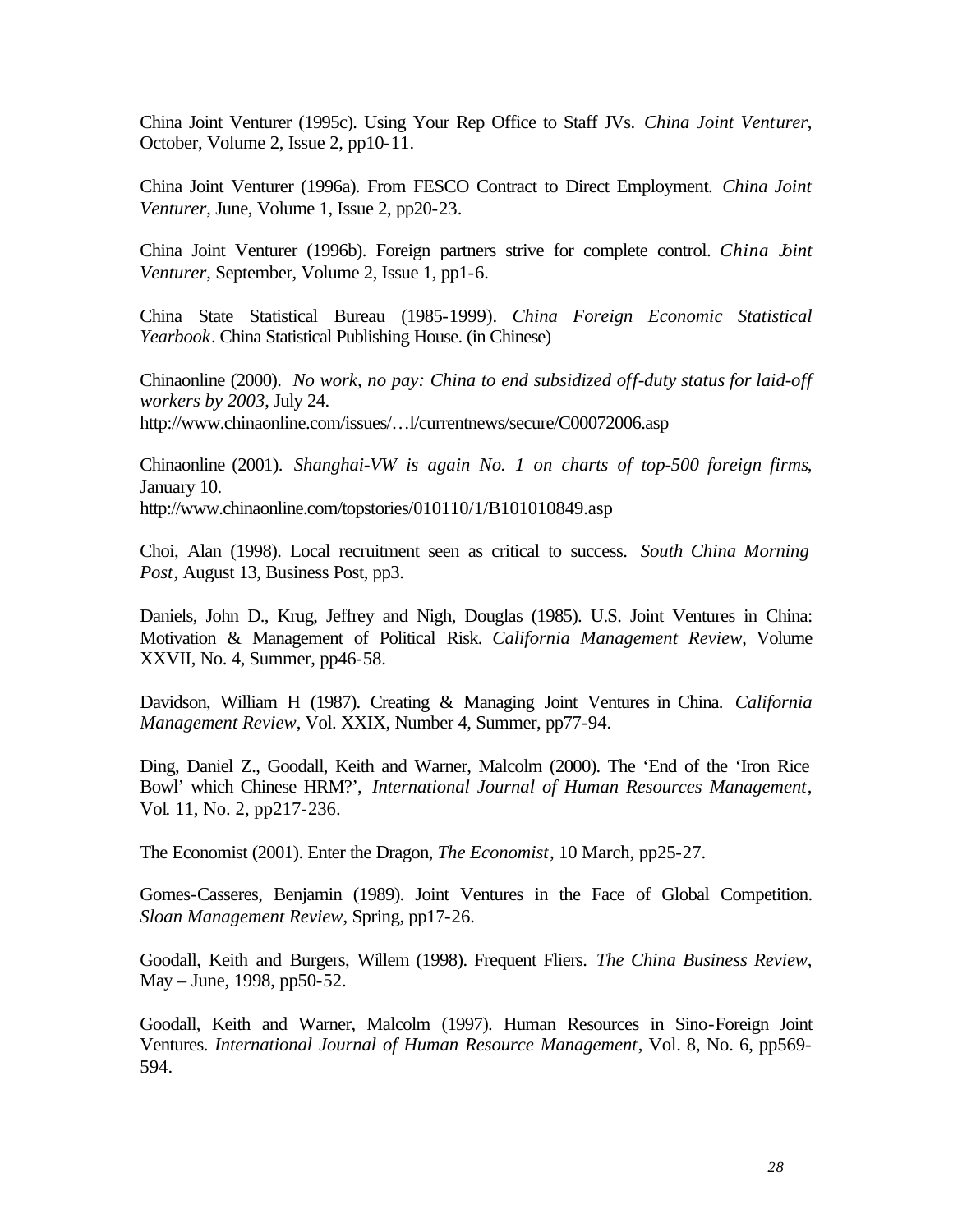China Joint Venturer (1995c). Using Your Rep Office to Staff JVs. *China Joint Venturer*, October, Volume 2, Issue 2, pp10-11.

China Joint Venturer (1996a). From FESCO Contract to Direct Employment. *China Joint Venturer*, June, Volume 1, Issue 2, pp20-23.

China Joint Venturer (1996b). Foreign partners strive for complete control. *China Joint Venturer*, September, Volume 2, Issue 1, pp1-6.

China State Statistical Bureau (1985-1999). *China Foreign Economic Statistical Yearbook*. China Statistical Publishing House. (in Chinese)

Chinaonline (2000). *No work, no pay: China to end subsidized off-duty status for laid-off workers by 2003*, July 24.
http://www.chinaonline.com/issues/…l/currentnews/secure/C00072006.asp

Chinaonline (2001). *Shanghai-VW is again No. 1 on charts of top-500 foreign firms*, January 10.
http://www.chinaonline.com/topstories/010110/1/B101010849.asp

Choi, Alan (1998). Local recruitment seen as critical to success. *South China Morning Post*, August 13, Business Post, pp3.

Daniels, John D., Krug, Jeffrey and Nigh, Douglas (1985). U.S. Joint Ventures in China: Motivation & Management of Political Risk. *California Management Review*, Volume XXVII, No. 4, Summer, pp46-58.

Davidson, William H (1987). Creating & Managing Joint Ventures in China. *California Management Review*, Vol. XXIX, Number 4, Summer, pp77-94.

Ding, Daniel Z., Goodall, Keith and Warner, Malcolm (2000). The 'End of the 'Iron Rice Bowl' which Chinese HRM?', *International Journal of Human Resources Management*, Vol. 11, No. 2, pp217-236.

The Economist (2001). Enter the Dragon, *The Economist*, 10 March, pp25-27.

Gomes-Casseres, Benjamin (1989). Joint Ventures in the Face of Global Competition. *Sloan Management Review*, Spring, pp17-26.

Goodall, Keith and Burgers, Willem (1998). Frequent Fliers. *The China Business Review*, May – June, 1998, pp50-52.

Goodall, Keith and Warner, Malcolm (1997). Human Resources in Sino-Foreign Joint Ventures. *International Journal of Human Resource Management*, Vol. 8, No. 6, pp569-594.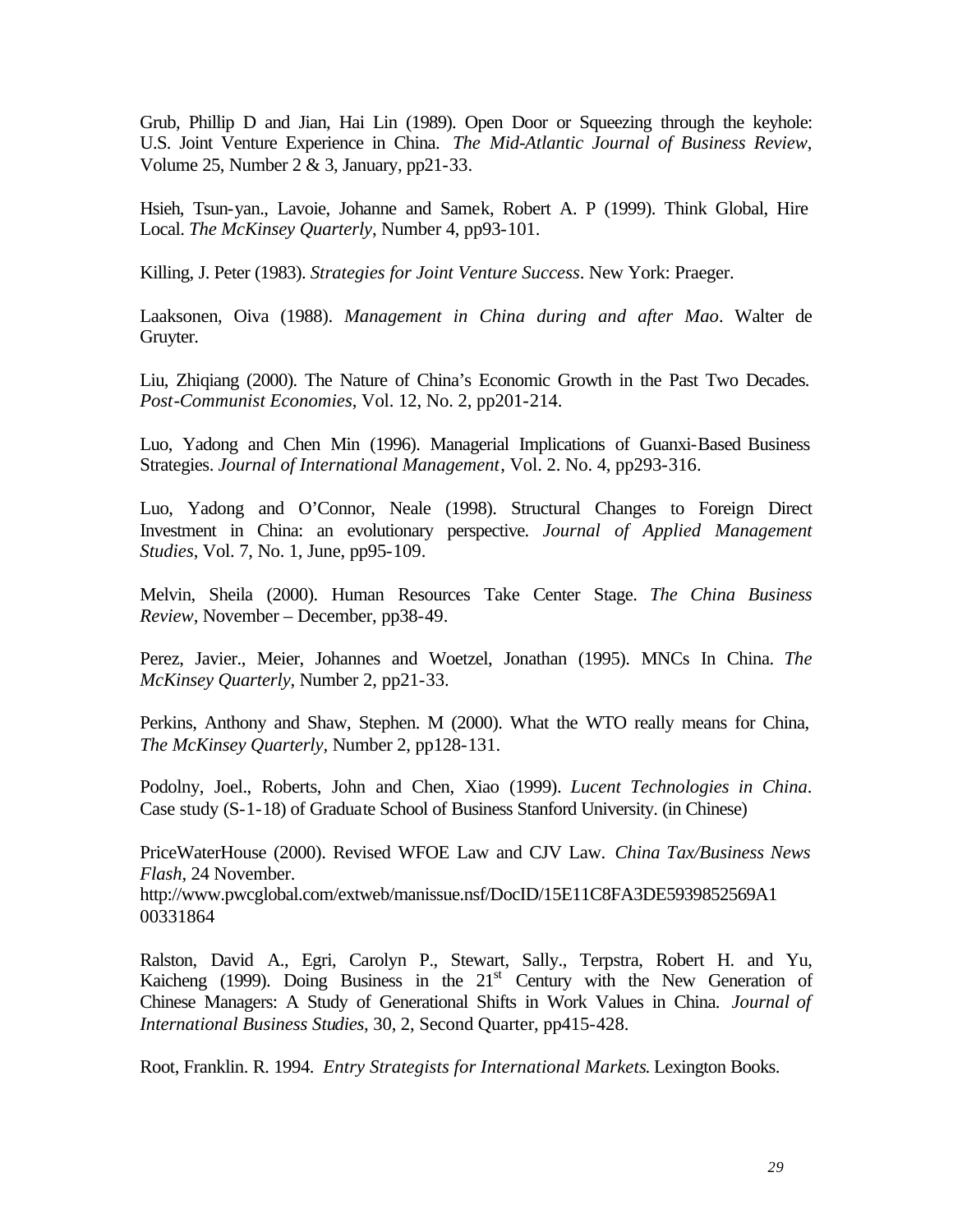Grub, Phillip D and Jian, Hai Lin (1989). Open Door or Squeezing through the keyhole: U.S. Joint Venture Experience in China. *The Mid-Atlantic Journal of Business Review*, Volume 25, Number 2 & 3, January, pp21-33.

Hsieh, Tsun-yan., Lavoie, Johanne and Samek, Robert A. P (1999). Think Global, Hire Local. *The McKinsey Quarterly*, Number 4, pp93-101.

Killing, J. Peter (1983). *Strategies for Joint Venture Success*. New York: Praeger.

Laaksonen, Oiva (1988). *Management in China during and after Mao*. Walter de Gruyter.

Liu, Zhiqiang (2000). The Nature of China's Economic Growth in the Past Two Decades. *Post-Communist Economies*, Vol. 12, No. 2, pp201-214.

Luo, Yadong and Chen Min (1996). Managerial Implications of Guanxi-Based Business Strategies. *Journal of International Management*, Vol. 2. No. 4, pp293-316.

Luo, Yadong and O'Connor, Neale (1998). Structural Changes to Foreign Direct Investment in China: an evolutionary perspective. *Journal of Applied Management Studies*, Vol. 7, No. 1, June, pp95-109.

Melvin, Sheila (2000). Human Resources Take Center Stage. *The China Business Review*, November – December, pp38-49.

Perez, Javier., Meier, Johannes and Woetzel, Jonathan (1995). MNCs In China. *The McKinsey Quarterly*, Number 2, pp21-33.

Perkins, Anthony and Shaw, Stephen. M (2000). What the WTO really means for China, *The McKinsey Quarterly*, Number 2, pp128-131.

Podolny, Joel., Roberts, John and Chen, Xiao (1999). *Lucent Technologies in China*. Case study (S-1-18) of Graduate School of Business Stanford University. (in Chinese)

PriceWaterHouse (2000). Revised WFOE Law and CJV Law. *China Tax/Business News Flash*, 24 November. http://www.pwcglobal.com/extweb/manissue.nsf/DocID/15E11C8FA3DE5939852569A100331864

Ralston, David A., Egri, Carolyn P., Stewart, Sally., Terpstra, Robert H. and Yu, Kaicheng (1999). Doing Business in the 21st Century with the New Generation of Chinese Managers: A Study of Generational Shifts in Work Values in China. *Journal of International Business Studies*, 30, 2, Second Quarter, pp415-428.

Root, Franklin. R. 1994. *Entry Strategists for International Markets*. Lexington Books.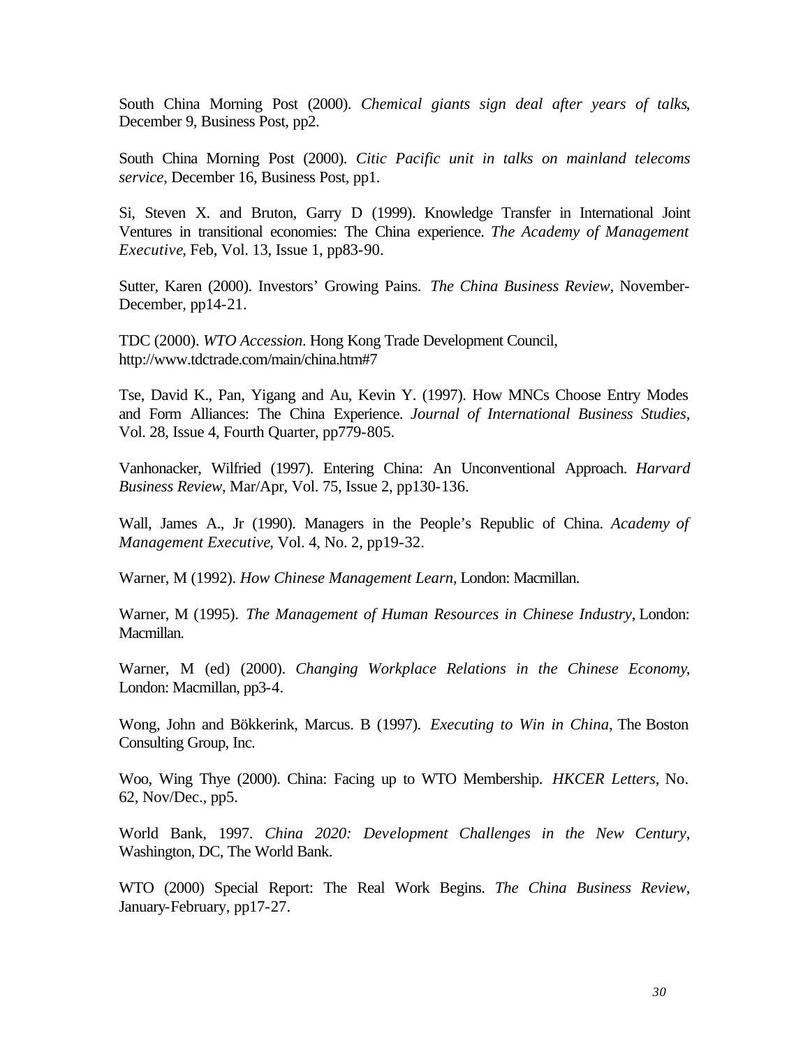South China Morning Post (2000). *Chemical giants sign deal after years of talks*, December 9, Business Post, pp2.

South China Morning Post (2000). *Citic Pacific unit in talks on mainland telecoms service*, December 16, Business Post, pp1.

Si, Steven X. and Bruton, Garry D (1999). Knowledge Transfer in International Joint Ventures in transitional economies: The China experience. *The Academy of Management Executive*, Feb, Vol. 13, Issue 1, pp83-90.

Sutter, Karen (2000). Investors' Growing Pains. *The China Business Review*, November-December, pp14-21.

TDC (2000). *WTO Accession*. Hong Kong Trade Development Council, http://www.tdctrade.com/main/china.htm#7

Tse, David K., Pan, Yigang and Au, Kevin Y. (1997). How MNCs Choose Entry Modes and Form Alliances: The China Experience. *Journal of International Business Studies*, Vol. 28, Issue 4, Fourth Quarter, pp779-805.

Vanhonacker, Wilfried (1997). Entering China: An Unconventional Approach. *Harvard Business Review*, Mar/Apr, Vol. 75, Issue 2, pp130-136.

Wall, James A., Jr (1990). Managers in the People's Republic of China. *Academy of Management Executive*, Vol. 4, No. 2, pp19-32.

Warner, M (1992). *How Chinese Management Learn*, London: Macmillan.

Warner, M (1995). *The Management of Human Resources in Chinese Industry*, London: Macmillan.

Warner, M (ed) (2000). *Changing Workplace Relations in the Chinese Economy*, London: Macmillan, pp3-4.

Wong, John and Bökkerink, Marcus. B (1997). *Executing to Win in China*, The Boston Consulting Group, Inc.

Woo, Wing Thye (2000). China: Facing up to WTO Membership. *HKCER Letters*, No. 62, Nov/Dec., pp5.

World Bank, 1997. *China 2020: Development Challenges in the New Century*, Washington, DC, The World Bank.

WTO (2000) Special Report: The Real Work Begins. *The China Business Review*, January-February, pp17-27.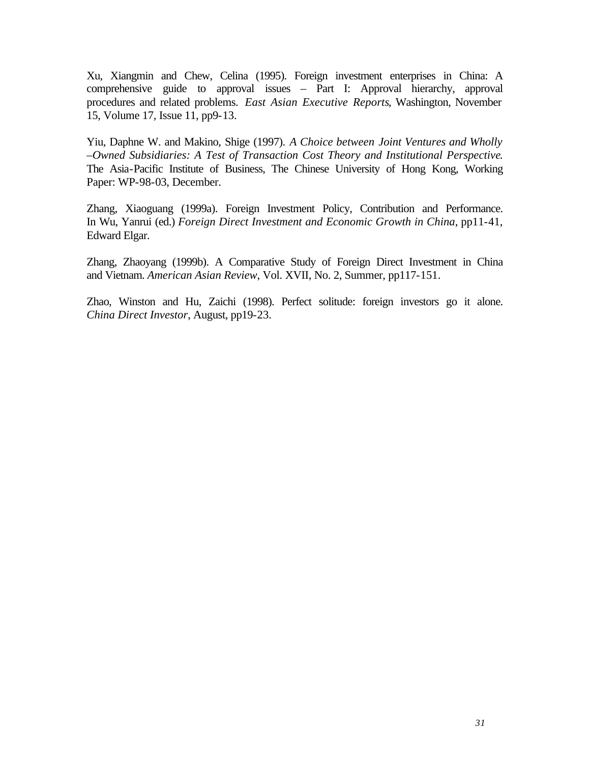Xu, Xiangmin and Chew, Celina (1995). Foreign investment enterprises in China: A comprehensive guide to approval issues – Part I: Approval hierarchy, approval procedures and related problems. *East Asian Executive Reports*, Washington, November 15, Volume 17, Issue 11, pp9-13.

Yiu, Daphne W. and Makino, Shige (1997). *A Choice between Joint Ventures and Wholly –Owned Subsidiaries: A Test of Transaction Cost Theory and Institutional Perspective.* The Asia-Pacific Institute of Business, The Chinese University of Hong Kong, Working Paper: WP-98-03, December.

Zhang, Xiaoguang (1999a). Foreign Investment Policy, Contribution and Performance. In Wu, Yanrui (ed.) *Foreign Direct Investment and Economic Growth in China*, pp11-41, Edward Elgar.

Zhang, Zhaoyang (1999b). A Comparative Study of Foreign Direct Investment in China and Vietnam. *American Asian Review*, Vol. XVII, No. 2, Summer, pp117-151.

Zhao, Winston and Hu, Zaichi (1998). Perfect solitude: foreign investors go it alone. *China Direct Investor*, August, pp19-23.